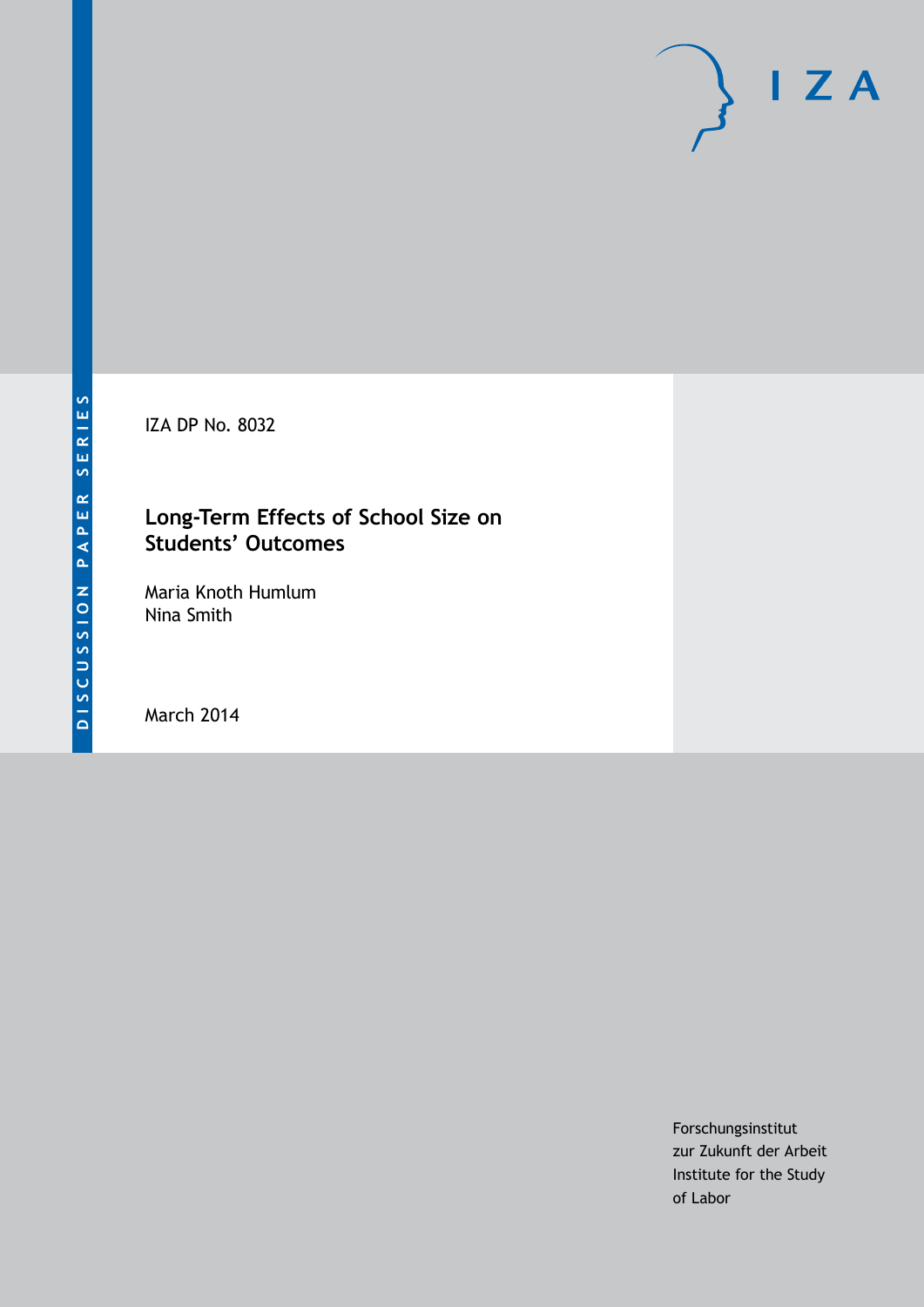DISCUSSION PAPER SERIES

IZA

IZA DP No. 8032

# Long-Term Effects of School Size on Students' Outcomes

Maria Knoth Humlum
Nina Smith

March 2014

Forschungsinstitut
zur Zukunft der Arbeit
Institute for the Study
of Labor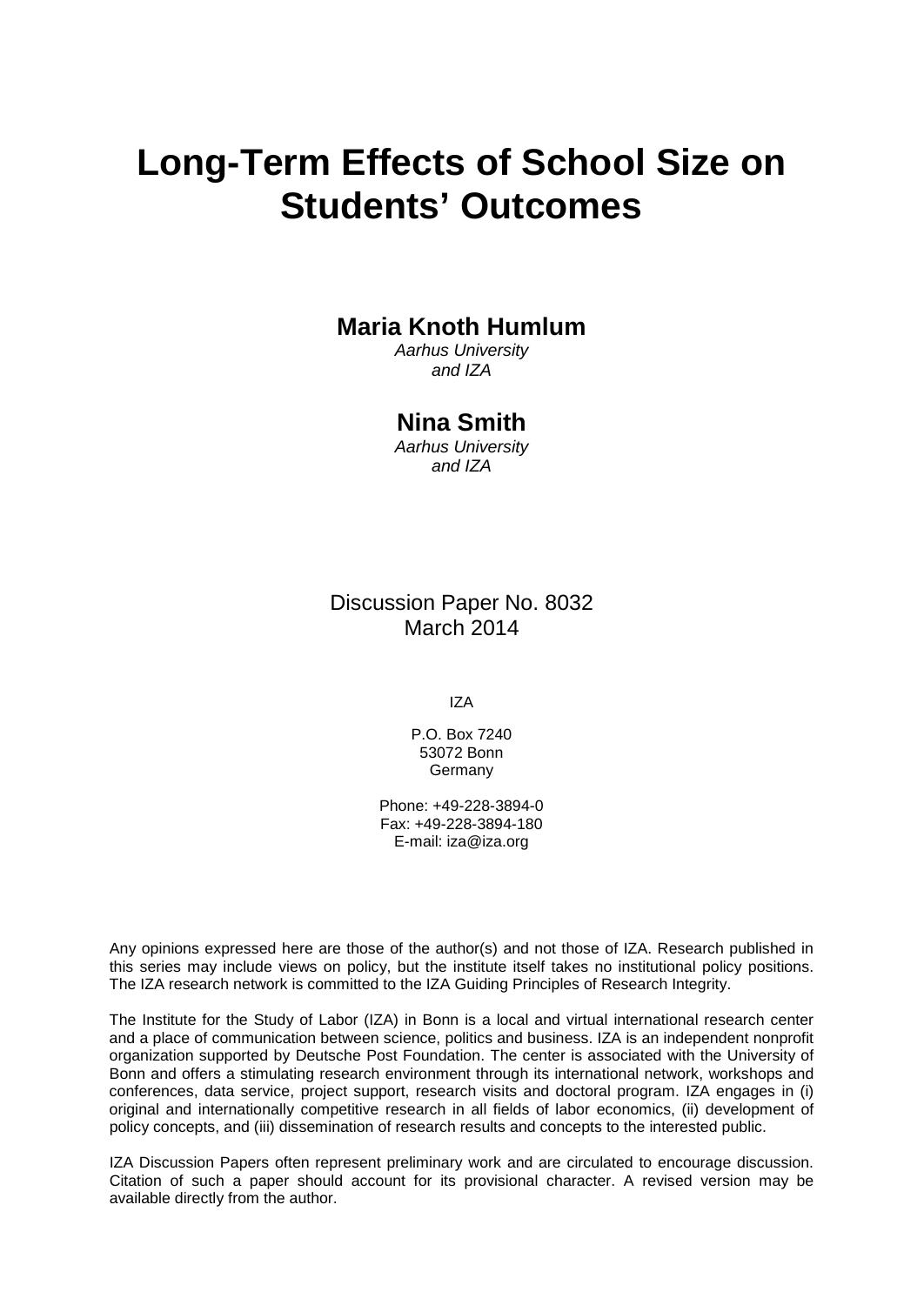# Long-Term Effects of School Size on Students' Outcomes

**Maria Knoth Humlum**

*Aarhus University*
*and IZA*

**Nina Smith**

*Aarhus University*
*and IZA*

Discussion Paper No. 8032
March 2014

IZA

P.O. Box 7240
53072 Bonn
Germany

Phone: +49-228-3894-0
Fax: +49-228-3894-180
E-mail: iza@iza.org

Any opinions expressed here are those of the author(s) and not those of IZA. Research published in this series may include views on policy, but the institute itself takes no institutional policy positions. The IZA research network is committed to the IZA Guiding Principles of Research Integrity.

The Institute for the Study of Labor (IZA) in Bonn is a local and virtual international research center and a place of communication between science, politics and business. IZA is an independent nonprofit organization supported by Deutsche Post Foundation. The center is associated with the University of Bonn and offers a stimulating research environment through its international network, workshops and conferences, data service, project support, research visits and doctoral program. IZA engages in (i) original and internationally competitive research in all fields of labor economics, (ii) development of policy concepts, and (iii) dissemination of research results and concepts to the interested public.

IZA Discussion Papers often represent preliminary work and are circulated to encourage discussion. Citation of such a paper should account for its provisional character. A revised version may be available directly from the author.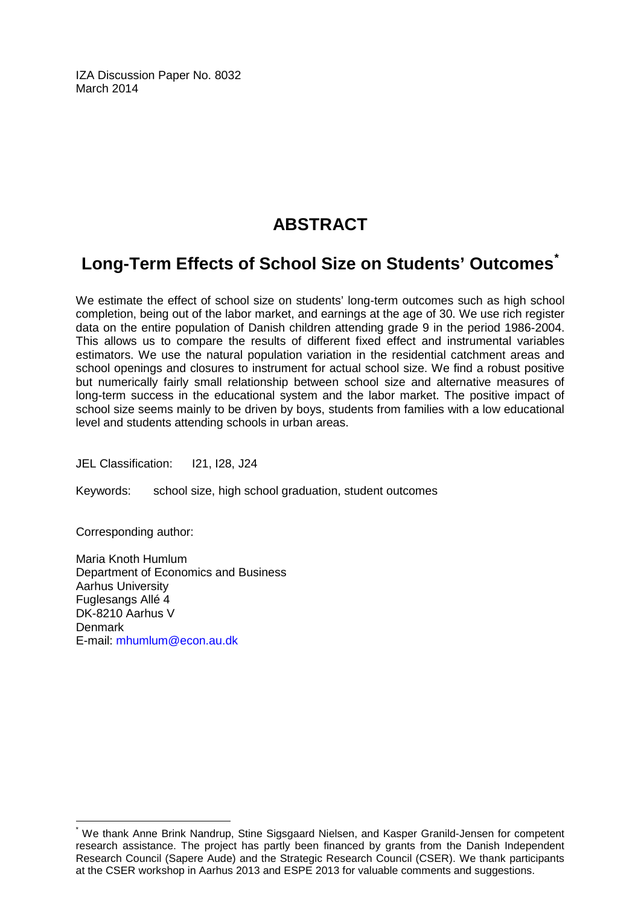IZA Discussion Paper No. 8032
March 2014

# ABSTRACT

## Long-Term Effects of School Size on Students' Outcomes*

We estimate the effect of school size on students' long-term outcomes such as high school completion, being out of the labor market, and earnings at the age of 30. We use rich register data on the entire population of Danish children attending grade 9 in the period 1986-2004. This allows us to compare the results of different fixed effect and instrumental variables estimators. We use the natural population variation in the residential catchment areas and school openings and closures to instrument for actual school size. We find a robust positive but numerically fairly small relationship between school size and alternative measures of long-term success in the educational system and the labor market. The positive impact of school size seems mainly to be driven by boys, students from families with a low educational level and students attending schools in urban areas.

JEL Classification: I21, I28, J24

Keywords: school size, high school graduation, student outcomes

Corresponding author:

Maria Knoth Humlum
Department of Economics and Business
Aarhus University
Fuglesangs Allé 4
DK-8210 Aarhus V
Denmark
E-mail: mhumlum@econ.au.dk

---

* We thank Anne Brink Nandrup, Stine Sigsgaard Nielsen, and Kasper Granild-Jensen for competent research assistance. The project has partly been financed by grants from the Danish Independent Research Council (Sapere Aude) and the Strategic Research Council (CSER). We thank participants at the CSER workshop in Aarhus 2013 and ESPE 2013 for valuable comments and suggestions.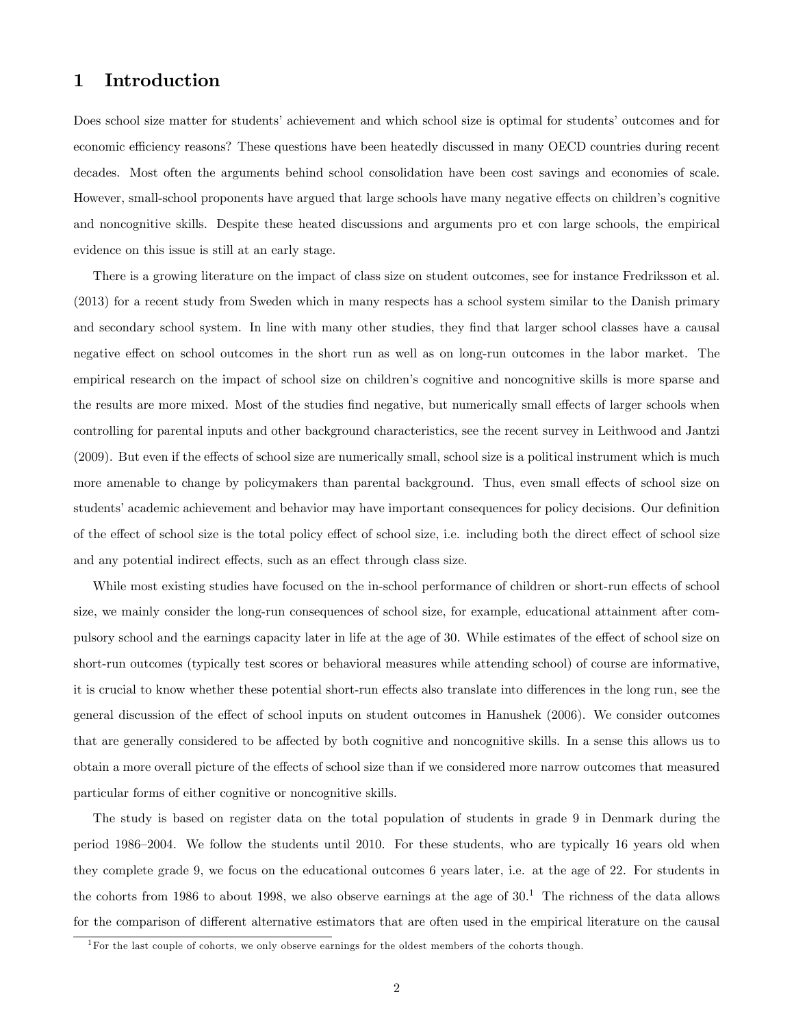# 1 Introduction

Does school size matter for students' achievement and which school size is optimal for students' outcomes and for economic efficiency reasons? These questions have been heatedly discussed in many OECD countries during recent decades. Most often the arguments behind school consolidation have been cost savings and economies of scale. However, small-school proponents have argued that large schools have many negative effects on children's cognitive and noncognitive skills. Despite these heated discussions and arguments pro et con large schools, the empirical evidence on this issue is still at an early stage.

There is a growing literature on the impact of class size on student outcomes, see for instance Fredriksson et al. (2013) for a recent study from Sweden which in many respects has a school system similar to the Danish primary and secondary school system. In line with many other studies, they find that larger school classes have a causal negative effect on school outcomes in the short run as well as on long-run outcomes in the labor market. The empirical research on the impact of school size on children's cognitive and noncognitive skills is more sparse and the results are more mixed. Most of the studies find negative, but numerically small effects of larger schools when controlling for parental inputs and other background characteristics, see the recent survey in Leithwood and Jantzi (2009). But even if the effects of school size are numerically small, school size is a political instrument which is much more amenable to change by policymakers than parental background. Thus, even small effects of school size on students' academic achievement and behavior may have important consequences for policy decisions. Our definition of the effect of school size is the total policy effect of school size, i.e. including both the direct effect of school size and any potential indirect effects, such as an effect through class size.

While most existing studies have focused on the in-school performance of children or short-run effects of school size, we mainly consider the long-run consequences of school size, for example, educational attainment after compulsory school and the earnings capacity later in life at the age of 30. While estimates of the effect of school size on short-run outcomes (typically test scores or behavioral measures while attending school) of course are informative, it is crucial to know whether these potential short-run effects also translate into differences in the long run, see the general discussion of the effect of school inputs on student outcomes in Hanushek (2006). We consider outcomes that are generally considered to be affected by both cognitive and noncognitive skills. In a sense this allows us to obtain a more overall picture of the effects of school size than if we considered more narrow outcomes that measured particular forms of either cognitive or noncognitive skills.

The study is based on register data on the total population of students in grade 9 in Denmark during the period 1986–2004. We follow the students until 2010. For these students, who are typically 16 years old when they complete grade 9, we focus on the educational outcomes 6 years later, i.e. at the age of 22. For students in the cohorts from 1986 to about 1998, we also observe earnings at the age of 30.[1] The richness of the data allows for the comparison of different alternative estimators that are often used in the empirical literature on the causal

[1] For the last couple of cohorts, we only observe earnings for the oldest members of the cohorts though.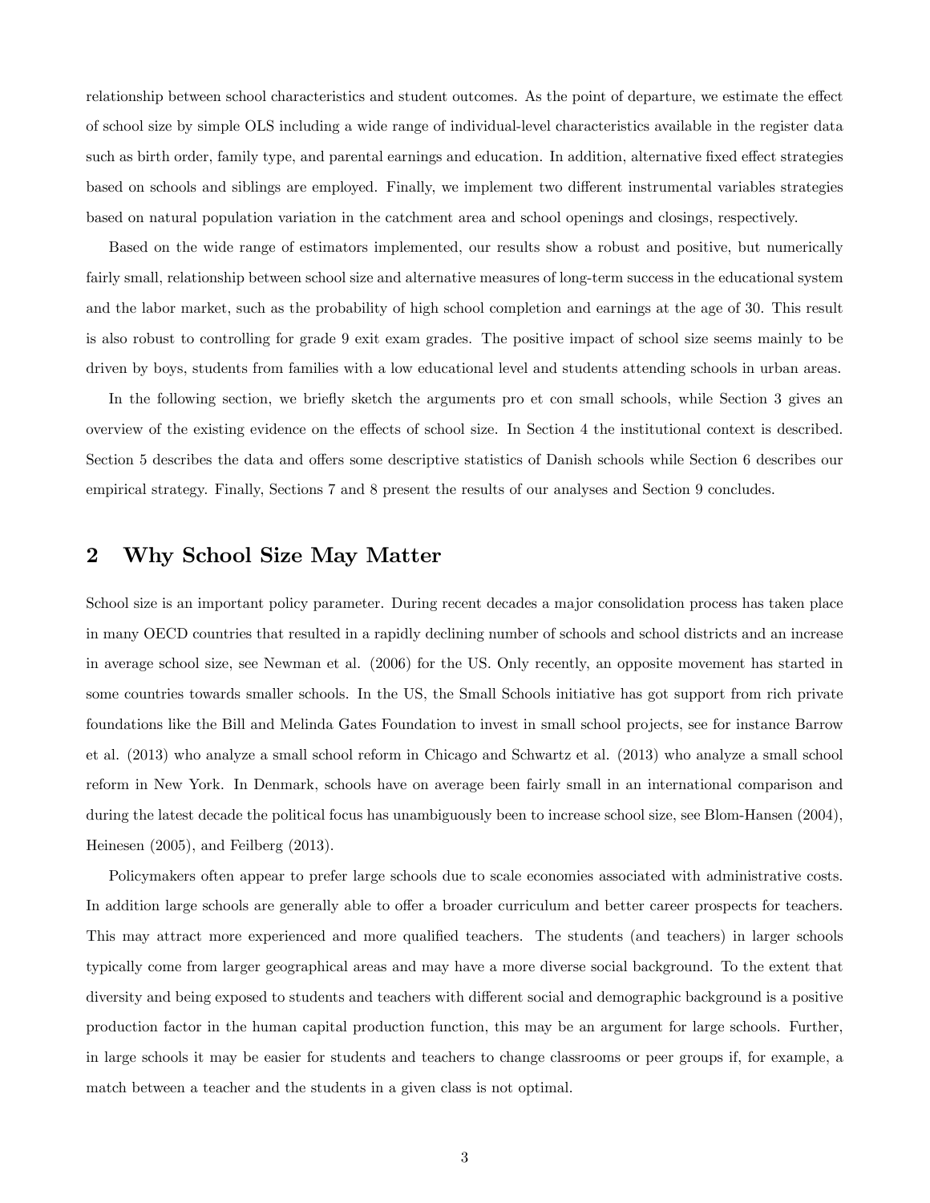relationship between school characteristics and student outcomes. As the point of departure, we estimate the effect of school size by simple OLS including a wide range of individual-level characteristics available in the register data such as birth order, family type, and parental earnings and education. In addition, alternative fixed effect strategies based on schools and siblings are employed. Finally, we implement two different instrumental variables strategies based on natural population variation in the catchment area and school openings and closings, respectively.

Based on the wide range of estimators implemented, our results show a robust and positive, but numerically fairly small, relationship between school size and alternative measures of long-term success in the educational system and the labor market, such as the probability of high school completion and earnings at the age of 30. This result is also robust to controlling for grade 9 exit exam grades. The positive impact of school size seems mainly to be driven by boys, students from families with a low educational level and students attending schools in urban areas.

In the following section, we briefly sketch the arguments pro et con small schools, while Section 3 gives an overview of the existing evidence on the effects of school size. In Section 4 the institutional context is described. Section 5 describes the data and offers some descriptive statistics of Danish schools while Section 6 describes our empirical strategy. Finally, Sections 7 and 8 present the results of our analyses and Section 9 concludes.

## 2 Why School Size May Matter

School size is an important policy parameter. During recent decades a major consolidation process has taken place in many OECD countries that resulted in a rapidly declining number of schools and school districts and an increase in average school size, see Newman et al. (2006) for the US. Only recently, an opposite movement has started in some countries towards smaller schools. In the US, the Small Schools initiative has got support from rich private foundations like the Bill and Melinda Gates Foundation to invest in small school projects, see for instance Barrow et al. (2013) who analyze a small school reform in Chicago and Schwartz et al. (2013) who analyze a small school reform in New York. In Denmark, schools have on average been fairly small in an international comparison and during the latest decade the political focus has unambiguously been to increase school size, see Blom-Hansen (2004), Heinesen (2005), and Feilberg (2013).

Policymakers often appear to prefer large schools due to scale economies associated with administrative costs. In addition large schools are generally able to offer a broader curriculum and better career prospects for teachers. This may attract more experienced and more qualified teachers. The students (and teachers) in larger schools typically come from larger geographical areas and may have a more diverse social background. To the extent that diversity and being exposed to students and teachers with different social and demographic background is a positive production factor in the human capital production function, this may be an argument for large schools. Further, in large schools it may be easier for students and teachers to change classrooms or peer groups if, for example, a match between a teacher and the students in a given class is not optimal.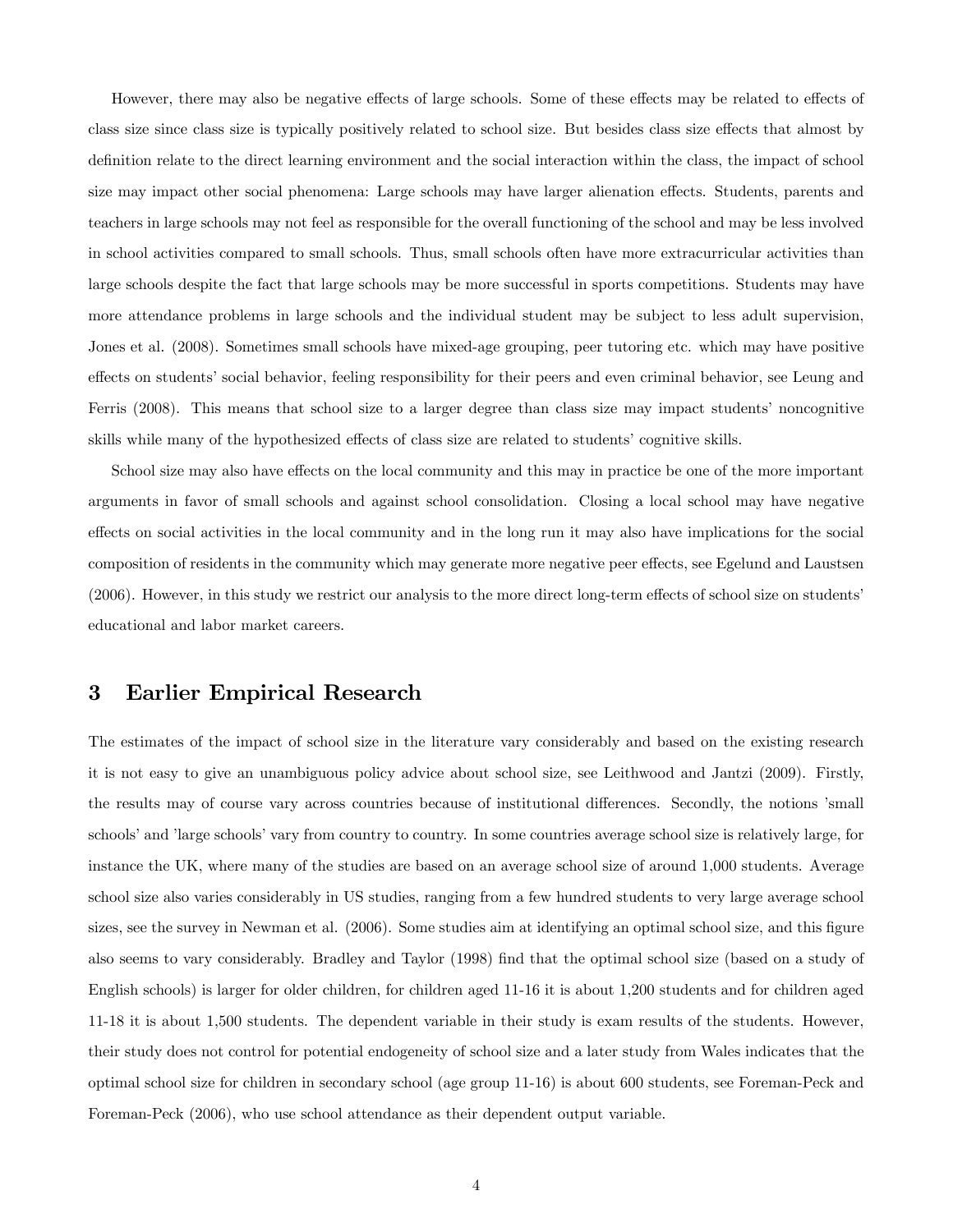However, there may also be negative effects of large schools. Some of these effects may be related to effects of class size since class size is typically positively related to school size. But besides class size effects that almost by definition relate to the direct learning environment and the social interaction within the class, the impact of school size may impact other social phenomena: Large schools may have larger alienation effects. Students, parents and teachers in large schools may not feel as responsible for the overall functioning of the school and may be less involved in school activities compared to small schools. Thus, small schools often have more extracurricular activities than large schools despite the fact that large schools may be more successful in sports competitions. Students may have more attendance problems in large schools and the individual student may be subject to less adult supervision, Jones et al. (2008). Sometimes small schools have mixed-age grouping, peer tutoring etc. which may have positive effects on students' social behavior, feeling responsibility for their peers and even criminal behavior, see Leung and Ferris (2008). This means that school size to a larger degree than class size may impact students' noncognitive skills while many of the hypothesized effects of class size are related to students' cognitive skills.

School size may also have effects on the local community and this may in practice be one of the more important arguments in favor of small schools and against school consolidation. Closing a local school may have negative effects on social activities in the local community and in the long run it may also have implications for the social composition of residents in the community which may generate more negative peer effects, see Egelund and Laustsen (2006). However, in this study we restrict our analysis to the more direct long-term effects of school size on students' educational and labor market careers.

## 3 Earlier Empirical Research

The estimates of the impact of school size in the literature vary considerably and based on the existing research it is not easy to give an unambiguous policy advice about school size, see Leithwood and Jantzi (2009). Firstly, the results may of course vary across countries because of institutional differences. Secondly, the notions 'small schools' and 'large schools' vary from country to country. In some countries average school size is relatively large, for instance the UK, where many of the studies are based on an average school size of around 1,000 students. Average school size also varies considerably in US studies, ranging from a few hundred students to very large average school sizes, see the survey in Newman et al. (2006). Some studies aim at identifying an optimal school size, and this figure also seems to vary considerably. Bradley and Taylor (1998) find that the optimal school size (based on a study of English schools) is larger for older children, for children aged 11-16 it is about 1,200 students and for children aged 11-18 it is about 1,500 students. The dependent variable in their study is exam results of the students. However, their study does not control for potential endogeneity of school size and a later study from Wales indicates that the optimal school size for children in secondary school (age group 11-16) is about 600 students, see Foreman-Peck and Foreman-Peck (2006), who use school attendance as their dependent output variable.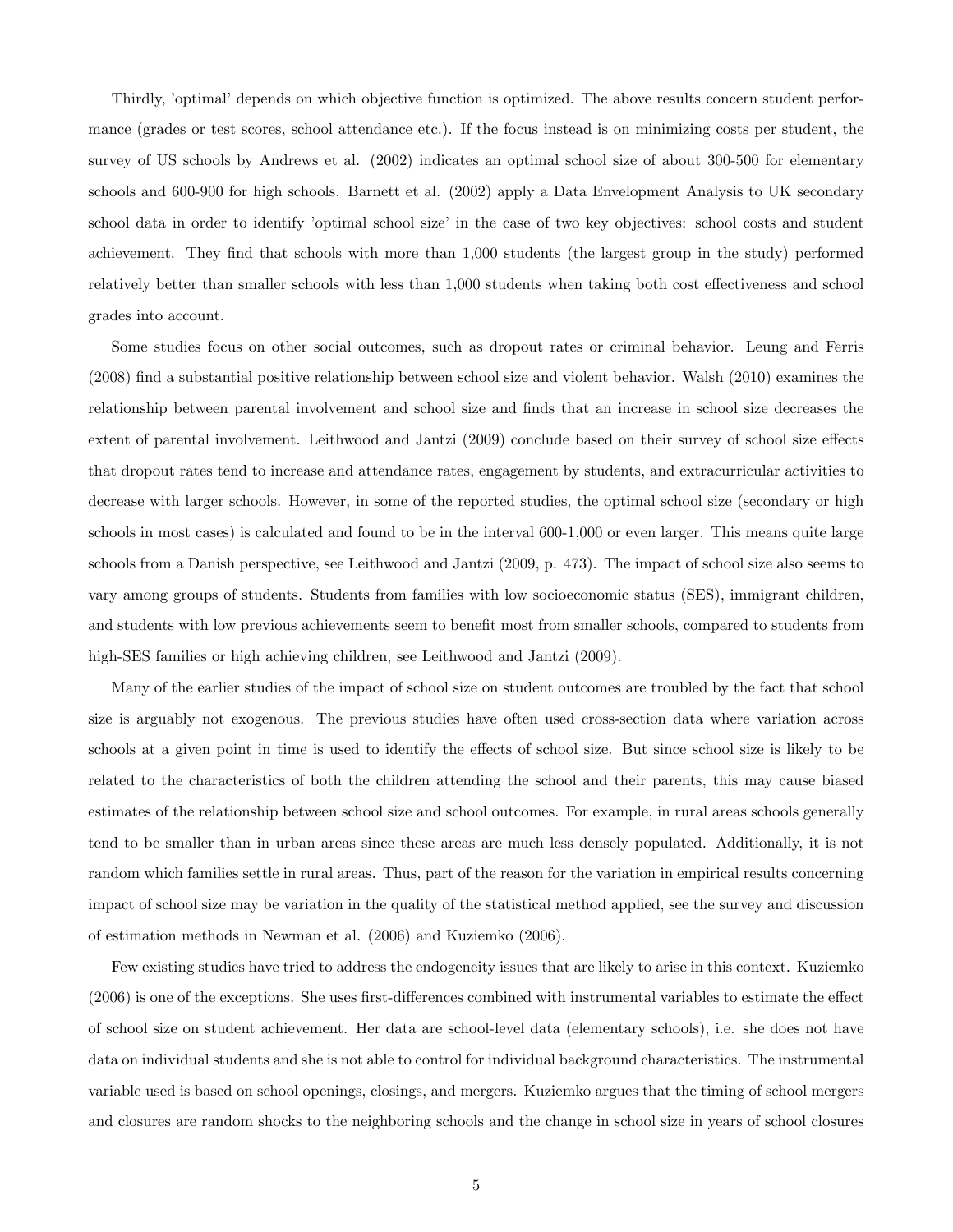Thirdly, 'optimal' depends on which objective function is optimized. The above results concern student performance (grades or test scores, school attendance etc.). If the focus instead is on minimizing costs per student, the survey of US schools by Andrews et al. (2002) indicates an optimal school size of about 300-500 for elementary schools and 600-900 for high schools. Barnett et al. (2002) apply a Data Envelopment Analysis to UK secondary school data in order to identify 'optimal school size' in the case of two key objectives: school costs and student achievement. They find that schools with more than 1,000 students (the largest group in the study) performed relatively better than smaller schools with less than 1,000 students when taking both cost effectiveness and school grades into account.

Some studies focus on other social outcomes, such as dropout rates or criminal behavior. Leung and Ferris (2008) find a substantial positive relationship between school size and violent behavior. Walsh (2010) examines the relationship between parental involvement and school size and finds that an increase in school size decreases the extent of parental involvement. Leithwood and Jantzi (2009) conclude based on their survey of school size effects that dropout rates tend to increase and attendance rates, engagement by students, and extracurricular activities to decrease with larger schools. However, in some of the reported studies, the optimal school size (secondary or high schools in most cases) is calculated and found to be in the interval 600-1,000 or even larger. This means quite large schools from a Danish perspective, see Leithwood and Jantzi (2009, p. 473). The impact of school size also seems to vary among groups of students. Students from families with low socioeconomic status (SES), immigrant children, and students with low previous achievements seem to benefit most from smaller schools, compared to students from high-SES families or high achieving children, see Leithwood and Jantzi (2009).

Many of the earlier studies of the impact of school size on student outcomes are troubled by the fact that school size is arguably not exogenous. The previous studies have often used cross-section data where variation across schools at a given point in time is used to identify the effects of school size. But since school size is likely to be related to the characteristics of both the children attending the school and their parents, this may cause biased estimates of the relationship between school size and school outcomes. For example, in rural areas schools generally tend to be smaller than in urban areas since these areas are much less densely populated. Additionally, it is not random which families settle in rural areas. Thus, part of the reason for the variation in empirical results concerning impact of school size may be variation in the quality of the statistical method applied, see the survey and discussion of estimation methods in Newman et al. (2006) and Kuziemko (2006).

Few existing studies have tried to address the endogeneity issues that are likely to arise in this context. Kuziemko (2006) is one of the exceptions. She uses first-differences combined with instrumental variables to estimate the effect of school size on student achievement. Her data are school-level data (elementary schools), i.e. she does not have data on individual students and she is not able to control for individual background characteristics. The instrumental variable used is based on school openings, closings, and mergers. Kuziemko argues that the timing of school mergers and closures are random shocks to the neighboring schools and the change in school size in years of school closures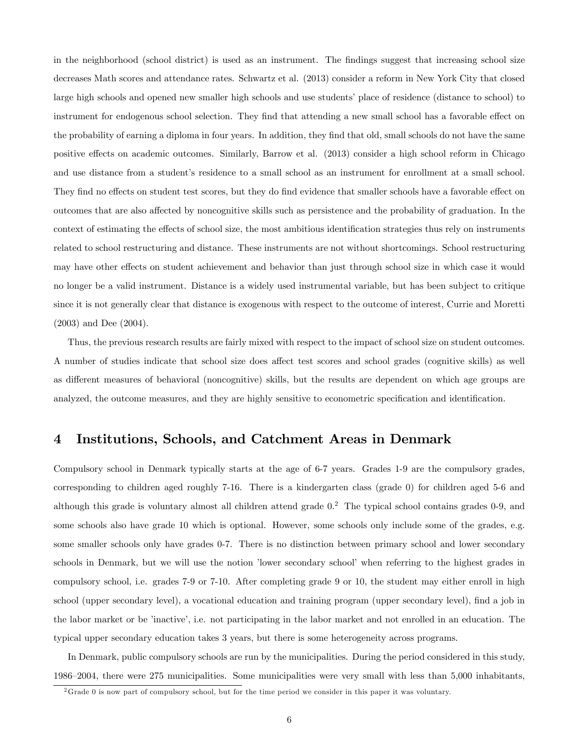in the neighborhood (school district) is used as an instrument. The findings suggest that increasing school size decreases Math scores and attendance rates. Schwartz et al. (2013) consider a reform in New York City that closed large high schools and opened new smaller high schools and use students' place of residence (distance to school) to instrument for endogenous school selection. They find that attending a new small school has a favorable effect on the probability of earning a diploma in four years. In addition, they find that old, small schools do not have the same positive effects on academic outcomes. Similarly, Barrow et al. (2013) consider a high school reform in Chicago and use distance from a student's residence to a small school as an instrument for enrollment at a small school. They find no effects on student test scores, but they do find evidence that smaller schools have a favorable effect on outcomes that are also affected by noncognitive skills such as persistence and the probability of graduation. In the context of estimating the effects of school size, the most ambitious identification strategies thus rely on instruments related to school restructuring and distance. These instruments are not without shortcomings. School restructuring may have other effects on student achievement and behavior than just through school size in which case it would no longer be a valid instrument. Distance is a widely used instrumental variable, but has been subject to critique since it is not generally clear that distance is exogenous with respect to the outcome of interest, Currie and Moretti (2003) and Dee (2004).

Thus, the previous research results are fairly mixed with respect to the impact of school size on student outcomes. A number of studies indicate that school size does affect test scores and school grades (cognitive skills) as well as different measures of behavioral (noncognitive) skills, but the results are dependent on which age groups are analyzed, the outcome measures, and they are highly sensitive to econometric specification and identification.

## 4 Institutions, Schools, and Catchment Areas in Denmark

Compulsory school in Denmark typically starts at the age of 6-7 years. Grades 1-9 are the compulsory grades, corresponding to children aged roughly 7-16. There is a kindergarten class (grade 0) for children aged 5-6 and although this grade is voluntary almost all children attend grade 0.[2] The typical school contains grades 0-9, and some schools also have grade 10 which is optional. However, some schools only include some of the grades, e.g. some smaller schools only have grades 0-7. There is no distinction between primary school and lower secondary schools in Denmark, but we will use the notion 'lower secondary school' when referring to the highest grades in compulsory school, i.e. grades 7-9 or 7-10. After completing grade 9 or 10, the student may either enroll in high school (upper secondary level), a vocational education and training program (upper secondary level), find a job in the labor market or be 'inactive', i.e. not participating in the labor market and not enrolled in an education. The typical upper secondary education takes 3 years, but there is some heterogeneity across programs.

In Denmark, public compulsory schools are run by the municipalities. During the period considered in this study, 1986–2004, there were 275 municipalities. Some municipalities were very small with less than 5,000 inhabitants,

[2] Grade 0 is now part of compulsory school, but for the time period we consider in this paper it was voluntary.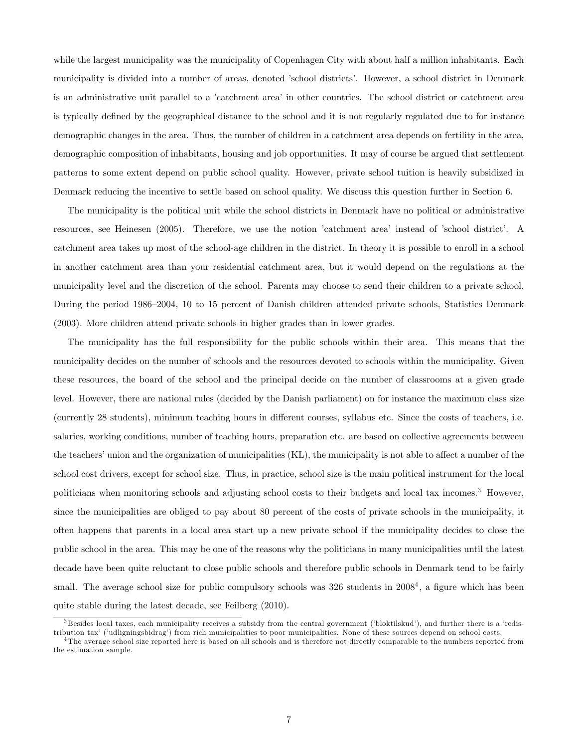while the largest municipality was the municipality of Copenhagen City with about half a million inhabitants. Each municipality is divided into a number of areas, denoted 'school districts'. However, a school district in Denmark is an administrative unit parallel to a 'catchment area' in other countries. The school district or catchment area is typically defined by the geographical distance to the school and it is not regularly regulated due to for instance demographic changes in the area. Thus, the number of children in a catchment area depends on fertility in the area, demographic composition of inhabitants, housing and job opportunities. It may of course be argued that settlement patterns to some extent depend on public school quality. However, private school tuition is heavily subsidized in Denmark reducing the incentive to settle based on school quality. We discuss this question further in Section 6.

The municipality is the political unit while the school districts in Denmark have no political or administrative resources, see Heinesen (2005). Therefore, we use the notion 'catchment area' instead of 'school district'. A catchment area takes up most of the school-age children in the district. In theory it is possible to enroll in a school in another catchment area than your residential catchment area, but it would depend on the regulations at the municipality level and the discretion of the school. Parents may choose to send their children to a private school. During the period 1986–2004, 10 to 15 percent of Danish children attended private schools, Statistics Denmark (2003). More children attend private schools in higher grades than in lower grades.

The municipality has the full responsibility for the public schools within their area. This means that the municipality decides on the number of schools and the resources devoted to schools within the municipality. Given these resources, the board of the school and the principal decide on the number of classrooms at a given grade level. However, there are national rules (decided by the Danish parliament) on for instance the maximum class size (currently 28 students), minimum teaching hours in different courses, syllabus etc. Since the costs of teachers, i.e. salaries, working conditions, number of teaching hours, preparation etc. are based on collective agreements between the teachers' union and the organization of municipalities (KL), the municipality is not able to affect a number of the school cost drivers, except for school size. Thus, in practice, school size is the main political instrument for the local politicians when monitoring schools and adjusting school costs to their budgets and local tax incomes.[3] However, since the municipalities are obliged to pay about 80 percent of the costs of private schools in the municipality, it often happens that parents in a local area start up a new private school if the municipality decides to close the public school in the area. This may be one of the reasons why the politicians in many municipalities until the latest decade have been quite reluctant to close public schools and therefore public schools in Denmark tend to be fairly small. The average school size for public compulsory schools was 326 students in 2008[4], a figure which has been quite stable during the latest decade, see Feilberg (2010).

[3] Besides local taxes, each municipality receives a subsidy from the central government ('bloktilskud'), and further there is a 'redistribution tax' ('udligningsbidrag') from rich municipalities to poor municipalities. None of these sources depend on school costs.

[4] The average school size reported here is based on all schools and is therefore not directly comparable to the numbers reported from the estimation sample.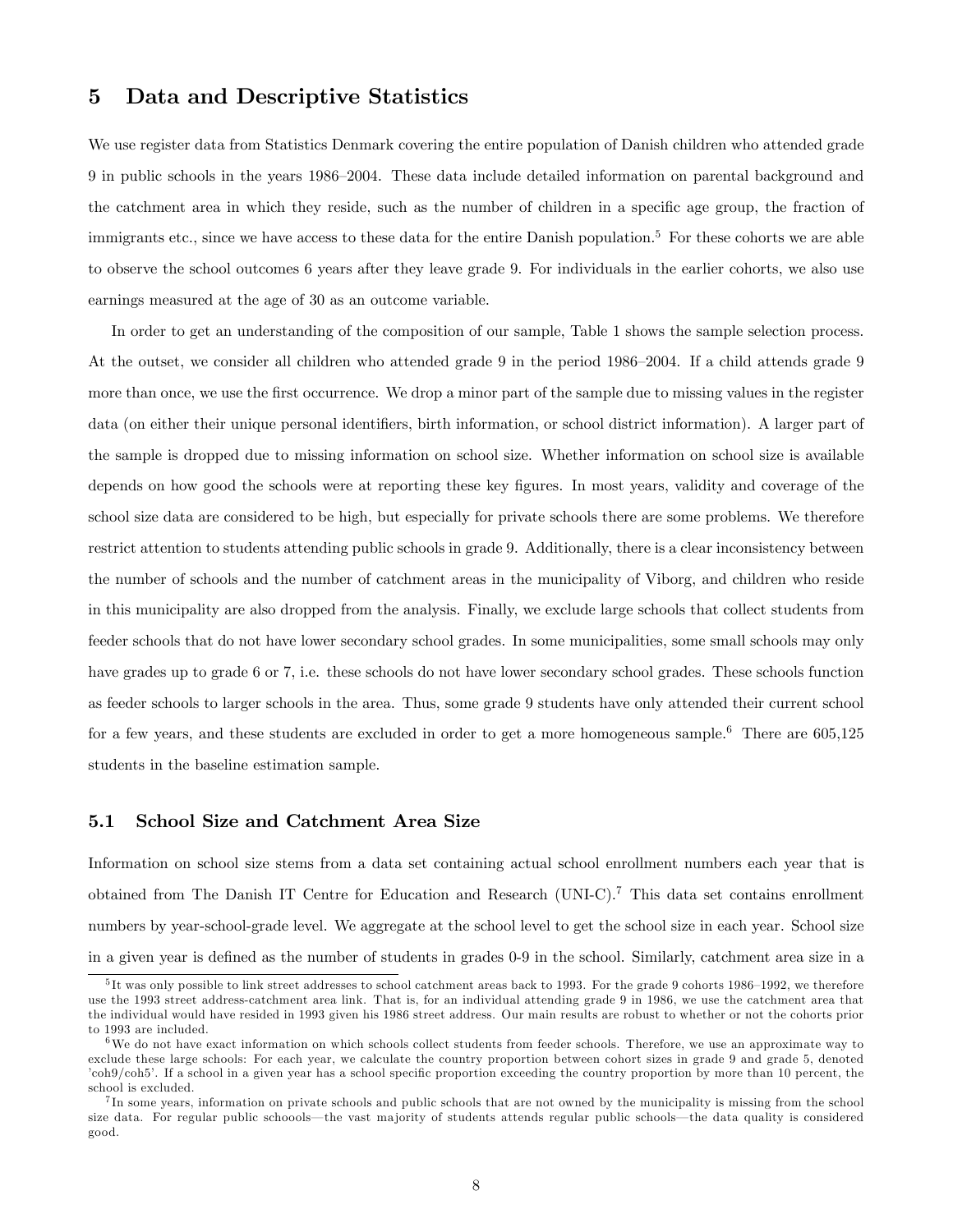## 5 Data and Descriptive Statistics

We use register data from Statistics Denmark covering the entire population of Danish children who attended grade 9 in public schools in the years 1986–2004. These data include detailed information on parental background and the catchment area in which they reside, such as the number of children in a specific age group, the fraction of immigrants etc., since we have access to these data for the entire Danish population.[5] For these cohorts we are able to observe the school outcomes 6 years after they leave grade 9. For individuals in the earlier cohorts, we also use earnings measured at the age of 30 as an outcome variable.

In order to get an understanding of the composition of our sample, Table 1 shows the sample selection process. At the outset, we consider all children who attended grade 9 in the period 1986–2004. If a child attends grade 9 more than once, we use the first occurrence. We drop a minor part of the sample due to missing values in the register data (on either their unique personal identifiers, birth information, or school district information). A larger part of the sample is dropped due to missing information on school size. Whether information on school size is available depends on how good the schools were at reporting these key figures. In most years, validity and coverage of the school size data are considered to be high, but especially for private schools there are some problems. We therefore restrict attention to students attending public schools in grade 9. Additionally, there is a clear inconsistency between the number of schools and the number of catchment areas in the municipality of Viborg, and children who reside in this municipality are also dropped from the analysis. Finally, we exclude large schools that collect students from feeder schools that do not have lower secondary school grades. In some municipalities, some small schools may only have grades up to grade 6 or 7, i.e. these schools do not have lower secondary school grades. These schools function as feeder schools to larger schools in the area. Thus, some grade 9 students have only attended their current school for a few years, and these students are excluded in order to get a more homogeneous sample.[6] There are 605,125 students in the baseline estimation sample.

### 5.1 School Size and Catchment Area Size

Information on school size stems from a data set containing actual school enrollment numbers each year that is obtained from The Danish IT Centre for Education and Research (UNI-C).[7] This data set contains enrollment numbers by year-school-grade level. We aggregate at the school level to get the school size in each year. School size in a given year is defined as the number of students in grades 0-9 in the school. Similarly, catchment area size in a

[5] It was only possible to link street addresses to school catchment areas back to 1993. For the grade 9 cohorts 1986–1992, we therefore use the 1993 street address-catchment area link. That is, for an individual attending grade 9 in 1986, we use the catchment area that the individual would have resided in 1993 given his 1986 street address. Our main results are robust to whether or not the cohorts prior to 1993 are included.

[6] We do not have exact information on which schools collect students from feeder schools. Therefore, we use an approximate way to exclude these large schools: For each year, we calculate the country proportion between cohort sizes in grade 9 and grade 5, denoted 'coh9/coh5'. If a school in a given year has a school specific proportion exceeding the country proportion by more than 10 percent, the school is excluded.

[7] In some years, information on private schools and public schools that are not owned by the municipality is missing from the school size data. For regular public schoools—the vast majority of students attends regular public schools—the data quality is considered good.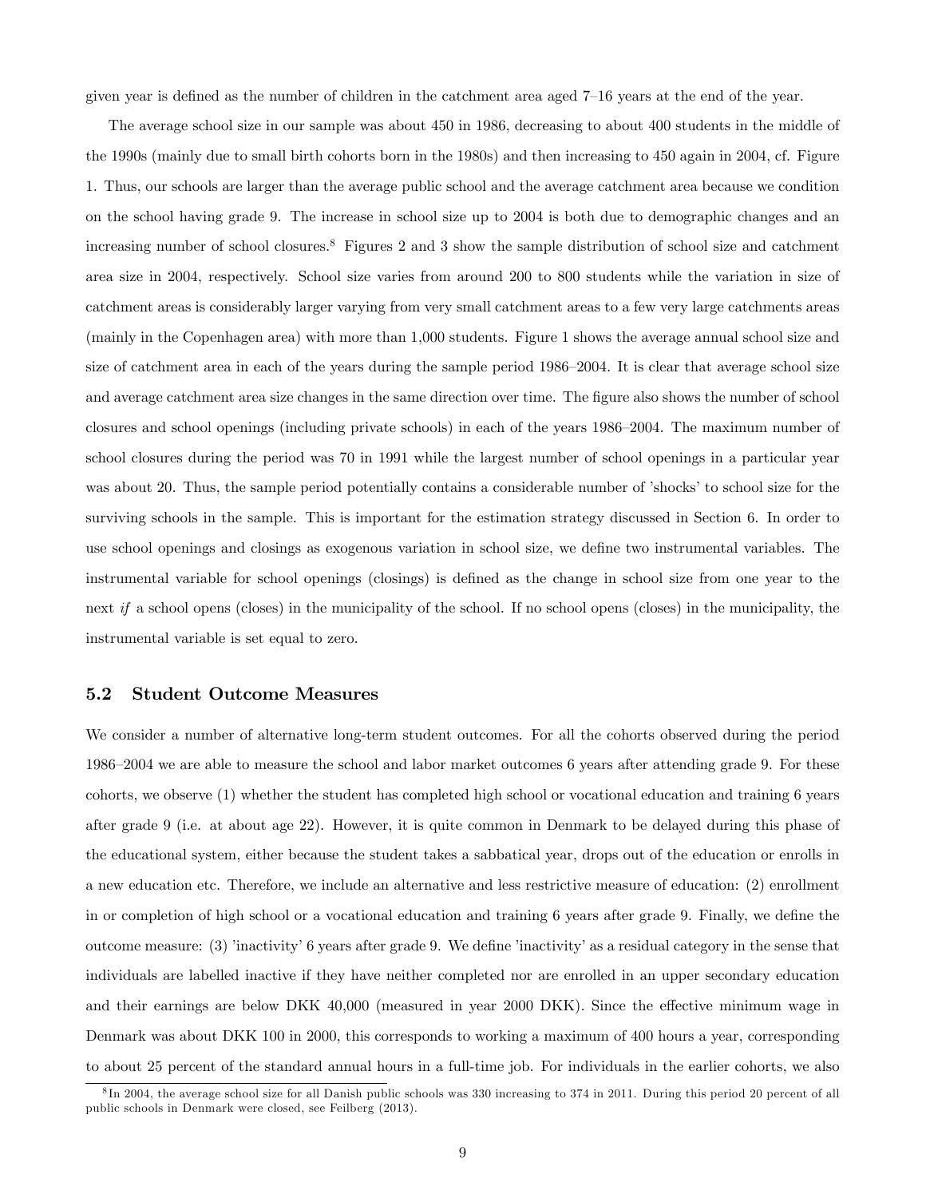given year is defined as the number of children in the catchment area aged 7–16 years at the end of the year.

The average school size in our sample was about 450 in 1986, decreasing to about 400 students in the middle of the 1990s (mainly due to small birth cohorts born in the 1980s) and then increasing to 450 again in 2004, cf. Figure 1. Thus, our schools are larger than the average public school and the average catchment area because we condition on the school having grade 9. The increase in school size up to 2004 is both due to demographic changes and an increasing number of school closures.[8] Figures 2 and 3 show the sample distribution of school size and catchment area size in 2004, respectively. School size varies from around 200 to 800 students while the variation in size of catchment areas is considerably larger varying from very small catchment areas to a few very large catchments areas (mainly in the Copenhagen area) with more than 1,000 students. Figure 1 shows the average annual school size and size of catchment area in each of the years during the sample period 1986–2004. It is clear that average school size and average catchment area size changes in the same direction over time. The figure also shows the number of school closures and school openings (including private schools) in each of the years 1986–2004. The maximum number of school closures during the period was 70 in 1991 while the largest number of school openings in a particular year was about 20. Thus, the sample period potentially contains a considerable number of 'shocks' to school size for the surviving schools in the sample. This is important for the estimation strategy discussed in Section 6. In order to use school openings and closings as exogenous variation in school size, we define two instrumental variables. The instrumental variable for school openings (closings) is defined as the change in school size from one year to the next *if* a school opens (closes) in the municipality of the school. If no school opens (closes) in the municipality, the instrumental variable is set equal to zero.

## 5.2 Student Outcome Measures

We consider a number of alternative long-term student outcomes. For all the cohorts observed during the period 1986–2004 we are able to measure the school and labor market outcomes 6 years after attending grade 9. For these cohorts, we observe (1) whether the student has completed high school or vocational education and training 6 years after grade 9 (i.e. at about age 22). However, it is quite common in Denmark to be delayed during this phase of the educational system, either because the student takes a sabbatical year, drops out of the education or enrolls in a new education etc. Therefore, we include an alternative and less restrictive measure of education: (2) enrollment in or completion of high school or a vocational education and training 6 years after grade 9. Finally, we define the outcome measure: (3) 'inactivity' 6 years after grade 9. We define 'inactivity' as a residual category in the sense that individuals are labelled inactive if they have neither completed nor are enrolled in an upper secondary education and their earnings are below DKK 40,000 (measured in year 2000 DKK). Since the effective minimum wage in Denmark was about DKK 100 in 2000, this corresponds to working a maximum of 400 hours a year, corresponding to about 25 percent of the standard annual hours in a full-time job. For individuals in the earlier cohorts, we also

[8] In 2004, the average school size for all Danish public schools was 330 increasing to 374 in 2011. During this period 20 percent of all public schools in Denmark were closed, see Feilberg (2013).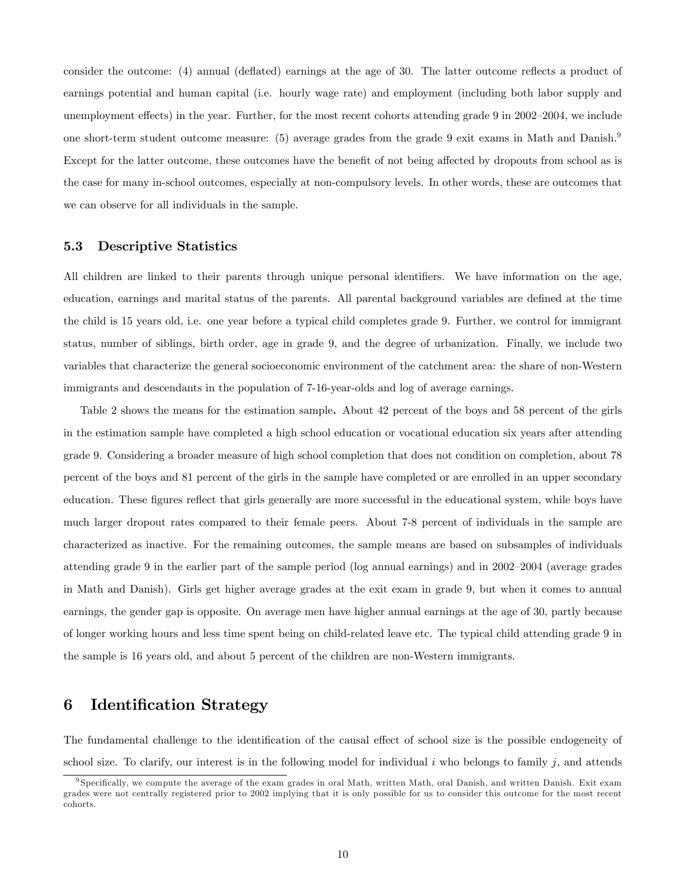consider the outcome: (4) annual (deflated) earnings at the age of 30. The latter outcome reflects a product of earnings potential and human capital (i.e. hourly wage rate) and employment (including both labor supply and unemployment effects) in the year. Further, for the most recent cohorts attending grade 9 in 2002–2004, we include one short-term student outcome measure: (5) average grades from the grade 9 exit exams in Math and Danish.[9] Except for the latter outcome, these outcomes have the benefit of not being affected by dropouts from school as is the case for many in-school outcomes, especially at non-compulsory levels. In other words, these are outcomes that we can observe for all individuals in the sample.

### 5.3 Descriptive Statistics

All children are linked to their parents through unique personal identifiers. We have information on the age, education, earnings and marital status of the parents. All parental background variables are defined at the time the child is 15 years old, i.e. one year before a typical child completes grade 9. Further, we control for immigrant status, number of siblings, birth order, age in grade 9, and the degree of urbanization. Finally, we include two variables that characterize the general socioeconomic environment of the catchment area: the share of non-Western immigrants and descendants in the population of 7-16-year-olds and log of average earnings.

Table 2 shows the means for the estimation sample. About 42 percent of the boys and 58 percent of the girls in the estimation sample have completed a high school education or vocational education six years after attending grade 9. Considering a broader measure of high school completion that does not condition on completion, about 78 percent of the boys and 81 percent of the girls in the sample have completed or are enrolled in an upper secondary education. These figures reflect that girls generally are more successful in the educational system, while boys have much larger dropout rates compared to their female peers. About 7-8 percent of individuals in the sample are characterized as inactive. For the remaining outcomes, the sample means are based on subsamples of individuals attending grade 9 in the earlier part of the sample period (log annual earnings) and in 2002–2004 (average grades in Math and Danish). Girls get higher average grades at the exit exam in grade 9, but when it comes to annual earnings, the gender gap is opposite. On average men have higher annual earnings at the age of 30, partly because of longer working hours and less time spent being on child-related leave etc. The typical child attending grade 9 in the sample is 16 years old, and about 5 percent of the children are non-Western immigrants.

## 6 Identification Strategy

The fundamental challenge to the identification of the causal effect of school size is the possible endogeneity of school size. To clarify, our interest is in the following model for individual $i$ who belongs to family $j$, and attends

[9] Specifically, we compute the average of the exam grades in oral Math, written Math, oral Danish, and written Danish. Exit exam grades were not centrally registered prior to 2002 implying that it is only possible for us to consider this outcome for the most recent cohorts.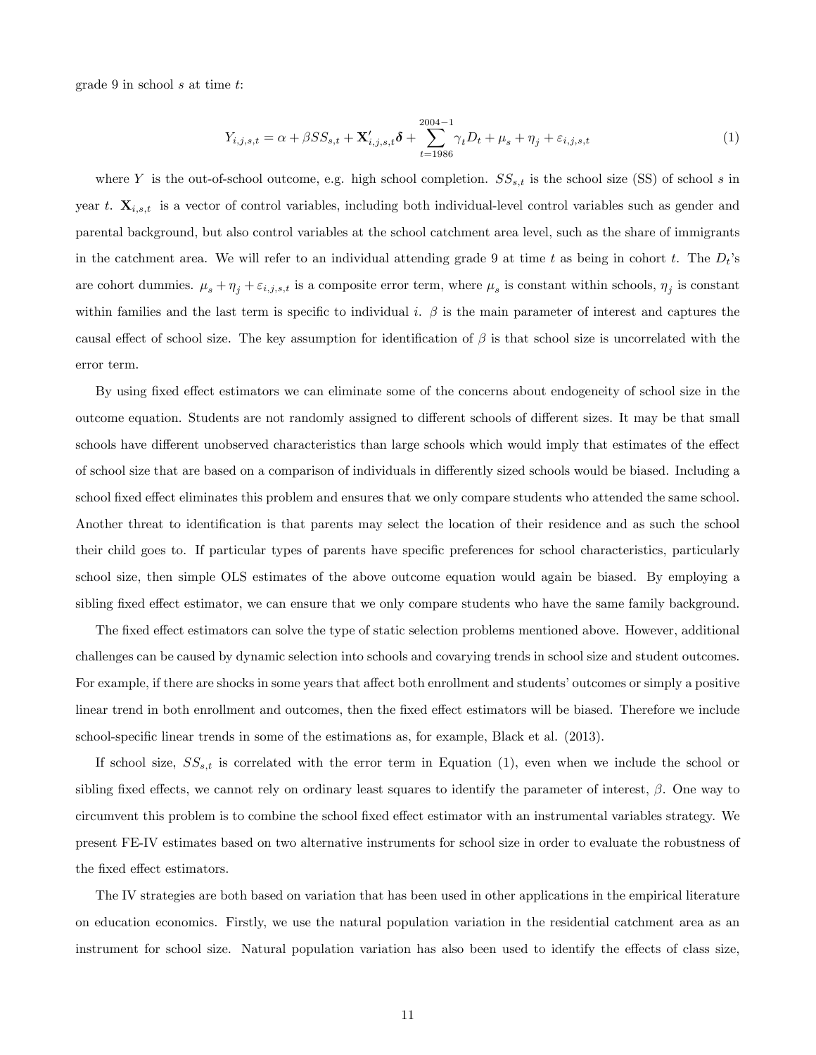grade 9 in school $s$ at time $t$:

$$Y_{i,j,s,t} = \alpha + \beta SS_{s,t} + \mathbf{X}'_{i,j,s,t}\boldsymbol{\delta} + \sum_{t=1986}^{2004-1} \gamma_t D_t + \mu_s + \eta_j + \varepsilon_{i,j,s,t} \tag{1}$$

where $Y$ is the out-of-school outcome, e.g. high school completion. $SS_{s,t}$ is the school size (SS) of school $s$ in year $t$. $\mathbf{X}_{i,s,t}$ is a vector of control variables, including both individual-level control variables such as gender and parental background, but also control variables at the school catchment area level, such as the share of immigrants in the catchment area. We will refer to an individual attending grade 9 at time $t$ as being in cohort $t$. The $D_t$'s are cohort dummies. $\mu_s + \eta_j + \varepsilon_{i,j,s,t}$ is a composite error term, where $\mu_s$ is constant within schools, $\eta_j$ is constant within families and the last term is specific to individual $i$. $\beta$ is the main parameter of interest and captures the causal effect of school size. The key assumption for identification of $\beta$ is that school size is uncorrelated with the error term.

By using fixed effect estimators we can eliminate some of the concerns about endogeneity of school size in the outcome equation. Students are not randomly assigned to different schools of different sizes. It may be that small schools have different unobserved characteristics than large schools which would imply that estimates of the effect of school size that are based on a comparison of individuals in differently sized schools would be biased. Including a school fixed effect eliminates this problem and ensures that we only compare students who attended the same school. Another threat to identification is that parents may select the location of their residence and as such the school their child goes to. If particular types of parents have specific preferences for school characteristics, particularly school size, then simple OLS estimates of the above outcome equation would again be biased. By employing a sibling fixed effect estimator, we can ensure that we only compare students who have the same family background.

The fixed effect estimators can solve the type of static selection problems mentioned above. However, additional challenges can be caused by dynamic selection into schools and covarying trends in school size and student outcomes. For example, if there are shocks in some years that affect both enrollment and students' outcomes or simply a positive linear trend in both enrollment and outcomes, then the fixed effect estimators will be biased. Therefore we include school-specific linear trends in some of the estimations as, for example, Black et al. (2013).

If school size, $SS_{s,t}$ is correlated with the error term in Equation (1), even when we include the school or sibling fixed effects, we cannot rely on ordinary least squares to identify the parameter of interest, $\beta$. One way to circumvent this problem is to combine the school fixed effect estimator with an instrumental variables strategy. We present FE-IV estimates based on two alternative instruments for school size in order to evaluate the robustness of the fixed effect estimators.

The IV strategies are both based on variation that has been used in other applications in the empirical literature on education economics. Firstly, we use the natural population variation in the residential catchment area as an instrument for school size. Natural population variation has also been used to identify the effects of class size,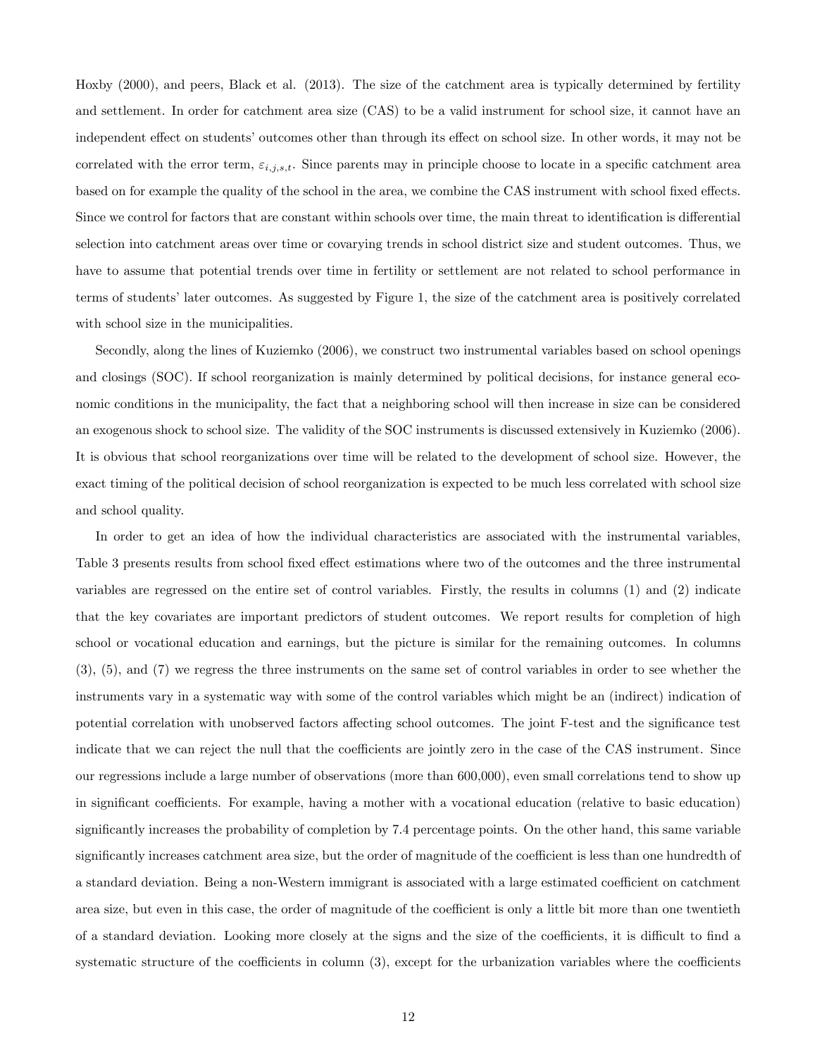Hoxby (2000), and peers, Black et al. (2013). The size of the catchment area is typically determined by fertility and settlement. In order for catchment area size (CAS) to be a valid instrument for school size, it cannot have an independent effect on students' outcomes other than through its effect on school size. In other words, it may not be correlated with the error term, $\varepsilon_{i,j,s,t}$. Since parents may in principle choose to locate in a specific catchment area based on for example the quality of the school in the area, we combine the CAS instrument with school fixed effects. Since we control for factors that are constant within schools over time, the main threat to identification is differential selection into catchment areas over time or covarying trends in school district size and student outcomes. Thus, we have to assume that potential trends over time in fertility or settlement are not related to school performance in terms of students' later outcomes. As suggested by Figure 1, the size of the catchment area is positively correlated with school size in the municipalities.

Secondly, along the lines of Kuziemko (2006), we construct two instrumental variables based on school openings and closings (SOC). If school reorganization is mainly determined by political decisions, for instance general economic conditions in the municipality, the fact that a neighboring school will then increase in size can be considered an exogenous shock to school size. The validity of the SOC instruments is discussed extensively in Kuziemko (2006). It is obvious that school reorganizations over time will be related to the development of school size. However, the exact timing of the political decision of school reorganization is expected to be much less correlated with school size and school quality.

In order to get an idea of how the individual characteristics are associated with the instrumental variables, Table 3 presents results from school fixed effect estimations where two of the outcomes and the three instrumental variables are regressed on the entire set of control variables. Firstly, the results in columns (1) and (2) indicate that the key covariates are important predictors of student outcomes. We report results for completion of high school or vocational education and earnings, but the picture is similar for the remaining outcomes. In columns (3), (5), and (7) we regress the three instruments on the same set of control variables in order to see whether the instruments vary in a systematic way with some of the control variables which might be an (indirect) indication of potential correlation with unobserved factors affecting school outcomes. The joint F-test and the significance test indicate that we can reject the null that the coefficients are jointly zero in the case of the CAS instrument. Since our regressions include a large number of observations (more than 600,000), even small correlations tend to show up in significant coefficients. For example, having a mother with a vocational education (relative to basic education) significantly increases the probability of completion by 7.4 percentage points. On the other hand, this same variable significantly increases catchment area size, but the order of magnitude of the coefficient is less than one hundredth of a standard deviation. Being a non-Western immigrant is associated with a large estimated coefficient on catchment area size, but even in this case, the order of magnitude of the coefficient is only a little bit more than one twentieth of a standard deviation. Looking more closely at the signs and the size of the coefficients, it is difficult to find a systematic structure of the coefficients in column (3), except for the urbanization variables where the coefficients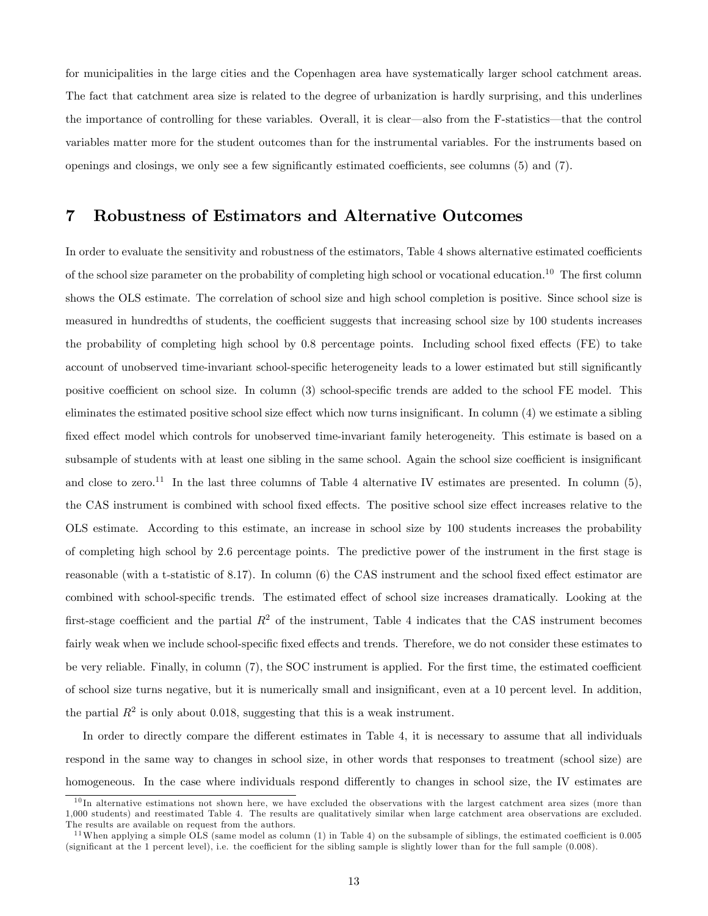for municipalities in the large cities and the Copenhagen area have systematically larger school catchment areas. The fact that catchment area size is related to the degree of urbanization is hardly surprising, and this underlines the importance of controlling for these variables. Overall, it is clear—also from the F-statistics—that the control variables matter more for the student outcomes than for the instrumental variables. For the instruments based on openings and closings, we only see a few significantly estimated coefficients, see columns (5) and (7).

## 7 Robustness of Estimators and Alternative Outcomes

In order to evaluate the sensitivity and robustness of the estimators, Table 4 shows alternative estimated coefficients of the school size parameter on the probability of completing high school or vocational education.[10] The first column shows the OLS estimate. The correlation of school size and high school completion is positive. Since school size is measured in hundredths of students, the coefficient suggests that increasing school size by 100 students increases the probability of completing high school by 0.8 percentage points. Including school fixed effects (FE) to take account of unobserved time-invariant school-specific heterogeneity leads to a lower estimated but still significantly positive coefficient on school size. In column (3) school-specific trends are added to the school FE model. This eliminates the estimated positive school size effect which now turns insignificant. In column (4) we estimate a sibling fixed effect model which controls for unobserved time-invariant family heterogeneity. This estimate is based on a subsample of students with at least one sibling in the same school. Again the school size coefficient is insignificant and close to zero.[11] In the last three columns of Table 4 alternative IV estimates are presented. In column (5), the CAS instrument is combined with school fixed effects. The positive school size effect increases relative to the OLS estimate. According to this estimate, an increase in school size by 100 students increases the probability of completing high school by 2.6 percentage points. The predictive power of the instrument in the first stage is reasonable (with a t-statistic of 8.17). In column (6) the CAS instrument and the school fixed effect estimator are combined with school-specific trends. The estimated effect of school size increases dramatically. Looking at the first-stage coefficient and the partial $R^2$ of the instrument, Table 4 indicates that the CAS instrument becomes fairly weak when we include school-specific fixed effects and trends. Therefore, we do not consider these estimates to be very reliable. Finally, in column (7), the SOC instrument is applied. For the first time, the estimated coefficient of school size turns negative, but it is numerically small and insignificant, even at a 10 percent level. In addition, the partial $R^2$ is only about 0.018, suggesting that this is a weak instrument.

In order to directly compare the different estimates in Table 4, it is necessary to assume that all individuals respond in the same way to changes in school size, in other words that responses to treatment (school size) are homogeneous. In the case where individuals respond differently to changes in school size, the IV estimates are

[10] In alternative estimations not shown here, we have excluded the observations with the largest catchment area sizes (more than 1,000 students) and reestimated Table 4. The results are qualitatively similar when large catchment area observations are excluded. The results are available on request from the authors.

[11] When applying a simple OLS (same model as column (1) in Table 4) on the subsample of siblings, the estimated coefficient is 0.005 (significant at the 1 percent level), i.e. the coefficient for the sibling sample is slightly lower than for the full sample (0.008).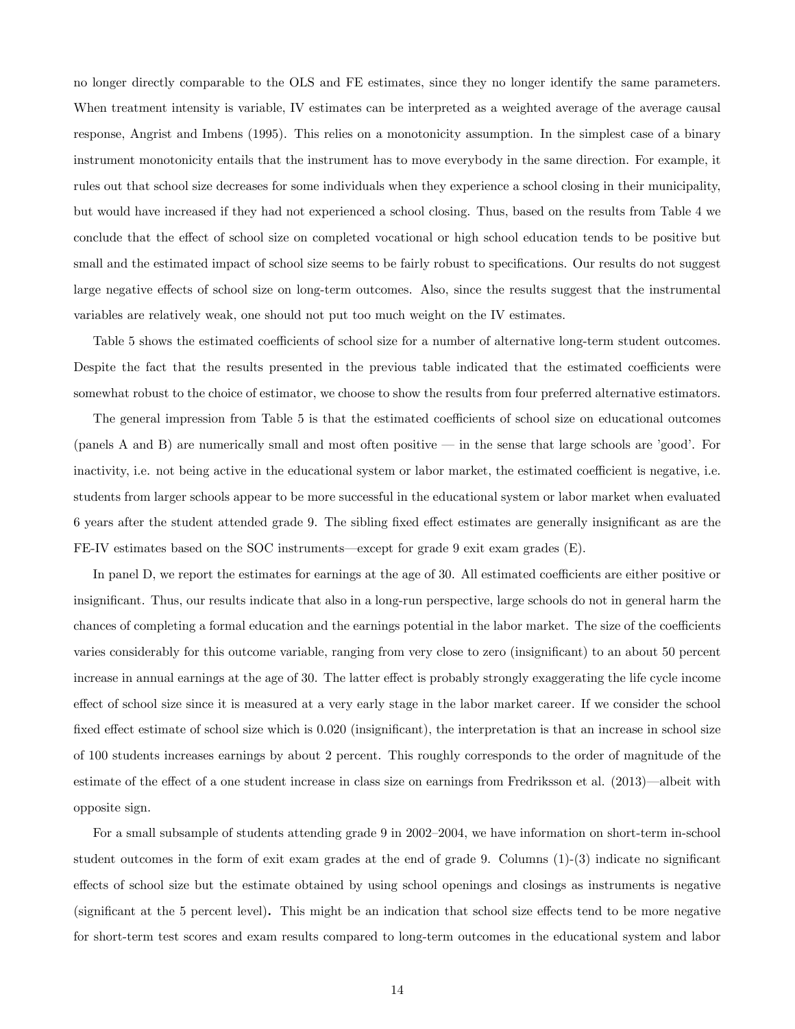no longer directly comparable to the OLS and FE estimates, since they no longer identify the same parameters. When treatment intensity is variable, IV estimates can be interpreted as a weighted average of the average causal response, Angrist and Imbens (1995). This relies on a monotonicity assumption. In the simplest case of a binary instrument monotonicity entails that the instrument has to move everybody in the same direction. For example, it rules out that school size decreases for some individuals when they experience a school closing in their municipality, but would have increased if they had not experienced a school closing. Thus, based on the results from Table 4 we conclude that the effect of school size on completed vocational or high school education tends to be positive but small and the estimated impact of school size seems to be fairly robust to specifications. Our results do not suggest large negative effects of school size on long-term outcomes. Also, since the results suggest that the instrumental variables are relatively weak, one should not put too much weight on the IV estimates.

Table 5 shows the estimated coefficients of school size for a number of alternative long-term student outcomes. Despite the fact that the results presented in the previous table indicated that the estimated coefficients were somewhat robust to the choice of estimator, we choose to show the results from four preferred alternative estimators.

The general impression from Table 5 is that the estimated coefficients of school size on educational outcomes (panels A and B) are numerically small and most often positive — in the sense that large schools are 'good'. For inactivity, i.e. not being active in the educational system or labor market, the estimated coefficient is negative, i.e. students from larger schools appear to be more successful in the educational system or labor market when evaluated 6 years after the student attended grade 9. The sibling fixed effect estimates are generally insignificant as are the FE-IV estimates based on the SOC instruments—except for grade 9 exit exam grades (E).

In panel D, we report the estimates for earnings at the age of 30. All estimated coefficients are either positive or insignificant. Thus, our results indicate that also in a long-run perspective, large schools do not in general harm the chances of completing a formal education and the earnings potential in the labor market. The size of the coefficients varies considerably for this outcome variable, ranging from very close to zero (insignificant) to an about 50 percent increase in annual earnings at the age of 30. The latter effect is probably strongly exaggerating the life cycle income effect of school size since it is measured at a very early stage in the labor market career. If we consider the school fixed effect estimate of school size which is 0.020 (insignificant), the interpretation is that an increase in school size of 100 students increases earnings by about 2 percent. This roughly corresponds to the order of magnitude of the estimate of the effect of a one student increase in class size on earnings from Fredriksson et al. (2013)—albeit with opposite sign.

For a small subsample of students attending grade 9 in 2002–2004, we have information on short-term in-school student outcomes in the form of exit exam grades at the end of grade 9. Columns (1)-(3) indicate no significant effects of school size but the estimate obtained by using school openings and closings as instruments is negative (significant at the 5 percent level). This might be an indication that school size effects tend to be more negative for short-term test scores and exam results compared to long-term outcomes in the educational system and labor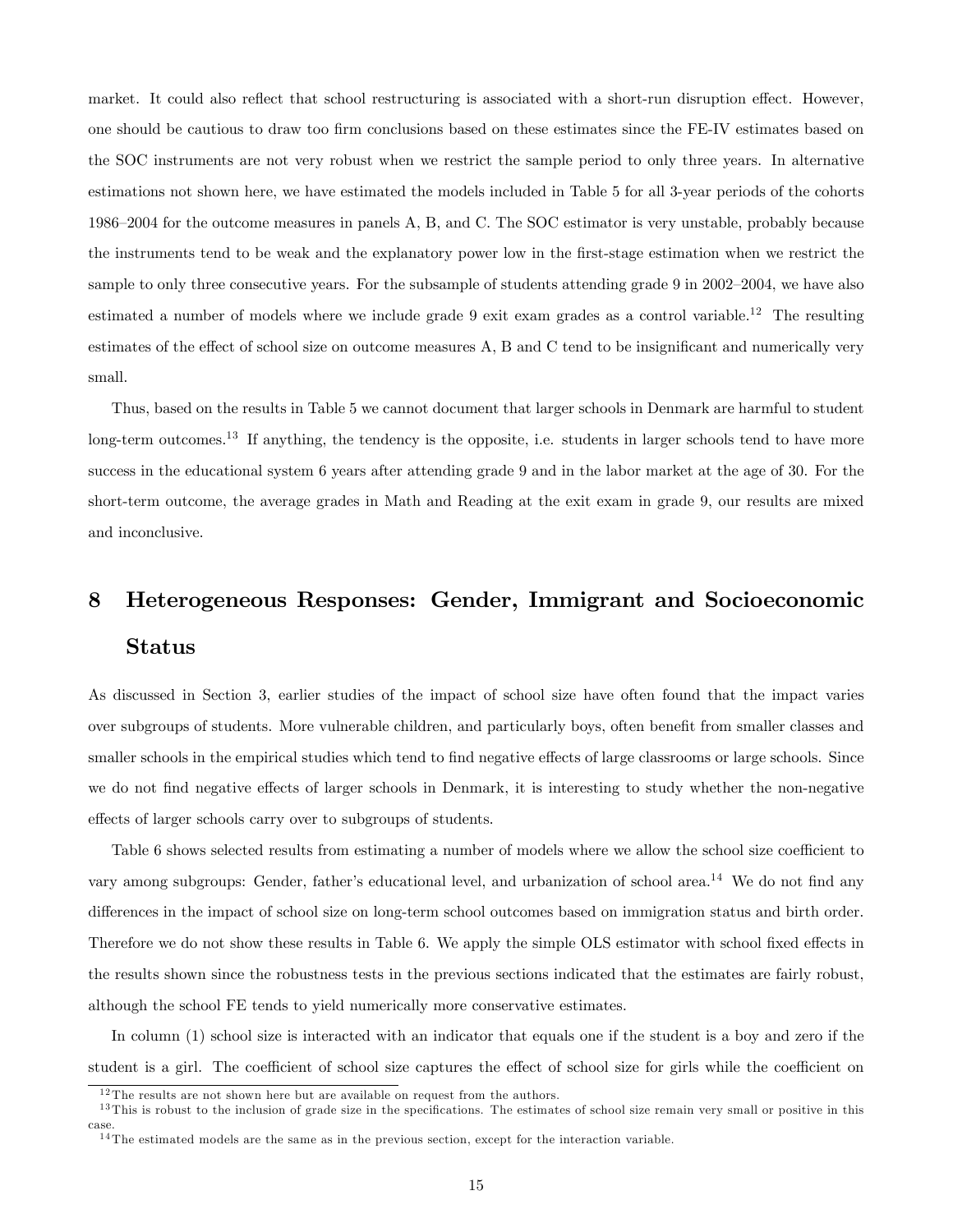market. It could also reflect that school restructuring is associated with a short-run disruption effect. However, one should be cautious to draw too firm conclusions based on these estimates since the FE-IV estimates based on the SOC instruments are not very robust when we restrict the sample period to only three years. In alternative estimations not shown here, we have estimated the models included in Table 5 for all 3-year periods of the cohorts 1986–2004 for the outcome measures in panels A, B, and C. The SOC estimator is very unstable, probably because the instruments tend to be weak and the explanatory power low in the first-stage estimation when we restrict the sample to only three consecutive years. For the subsample of students attending grade 9 in 2002–2004, we have also estimated a number of models where we include grade 9 exit exam grades as a control variable.[12] The resulting estimates of the effect of school size on outcome measures A, B and C tend to be insignificant and numerically very small.

Thus, based on the results in Table 5 we cannot document that larger schools in Denmark are harmful to student long-term outcomes.[13] If anything, the tendency is the opposite, i.e. students in larger schools tend to have more success in the educational system 6 years after attending grade 9 and in the labor market at the age of 30. For the short-term outcome, the average grades in Math and Reading at the exit exam in grade 9, our results are mixed and inconclusive.

# 8 Heterogeneous Responses: Gender, Immigrant and Socioeconomic Status

As discussed in Section 3, earlier studies of the impact of school size have often found that the impact varies over subgroups of students. More vulnerable children, and particularly boys, often benefit from smaller classes and smaller schools in the empirical studies which tend to find negative effects of large classrooms or large schools. Since we do not find negative effects of larger schools in Denmark, it is interesting to study whether the non-negative effects of larger schools carry over to subgroups of students.

Table 6 shows selected results from estimating a number of models where we allow the school size coefficient to vary among subgroups: Gender, father's educational level, and urbanization of school area.[14] We do not find any differences in the impact of school size on long-term school outcomes based on immigration status and birth order. Therefore we do not show these results in Table 6. We apply the simple OLS estimator with school fixed effects in the results shown since the robustness tests in the previous sections indicated that the estimates are fairly robust, although the school FE tends to yield numerically more conservative estimates.

In column (1) school size is interacted with an indicator that equals one if the student is a boy and zero if the student is a girl. The coefficient of school size captures the effect of school size for girls while the coefficient on

[12] The results are not shown here but are available on request from the authors.

[13] This is robust to the inclusion of grade size in the specifications. The estimates of school size remain very small or positive in this case.

[14] The estimated models are the same as in the previous section, except for the interaction variable.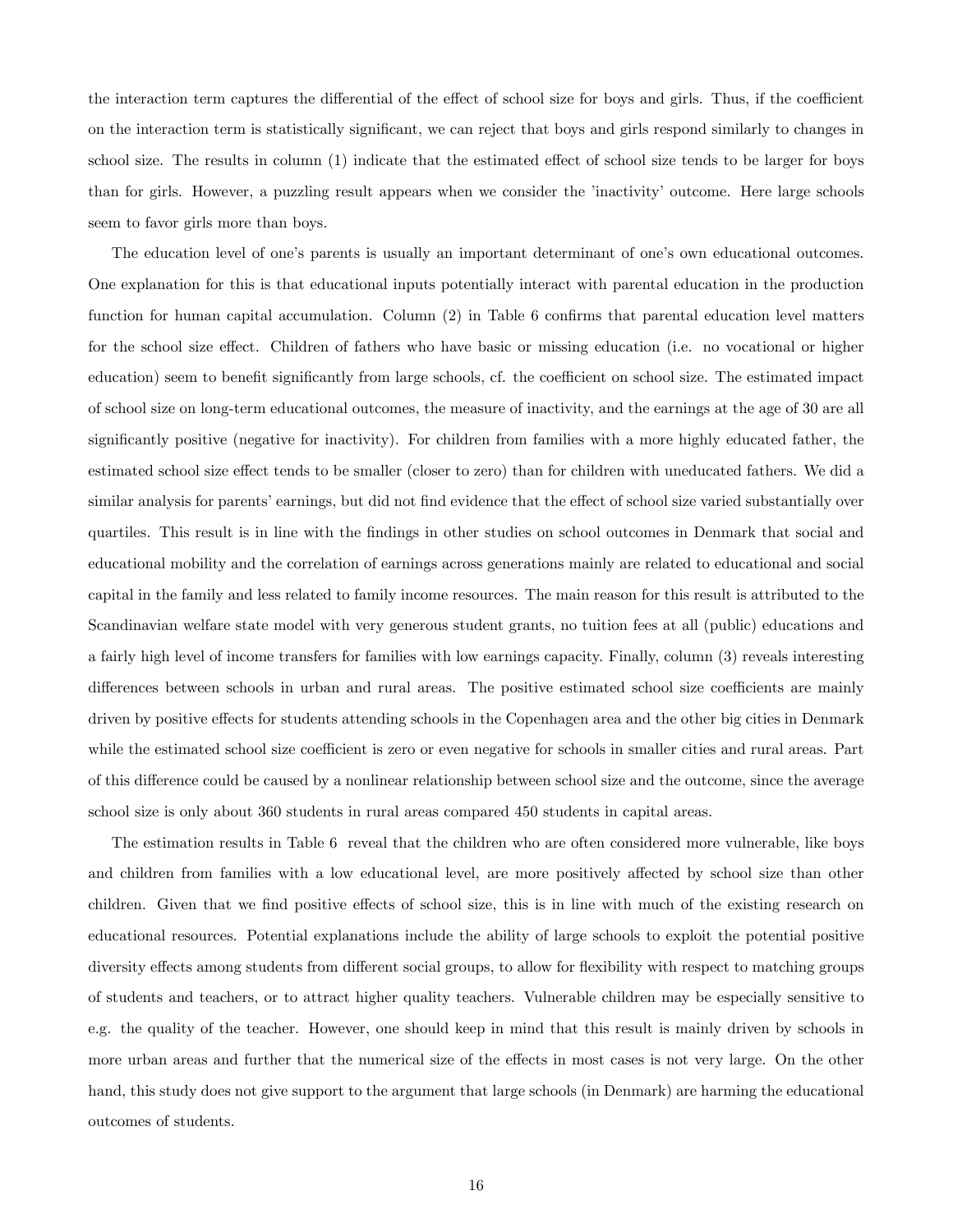the interaction term captures the differential of the effect of school size for boys and girls. Thus, if the coefficient on the interaction term is statistically significant, we can reject that boys and girls respond similarly to changes in school size. The results in column (1) indicate that the estimated effect of school size tends to be larger for boys than for girls. However, a puzzling result appears when we consider the 'inactivity' outcome. Here large schools seem to favor girls more than boys.

The education level of one's parents is usually an important determinant of one's own educational outcomes. One explanation for this is that educational inputs potentially interact with parental education in the production function for human capital accumulation. Column (2) in Table 6 confirms that parental education level matters for the school size effect. Children of fathers who have basic or missing education (i.e. no vocational or higher education) seem to benefit significantly from large schools, cf. the coefficient on school size. The estimated impact of school size on long-term educational outcomes, the measure of inactivity, and the earnings at the age of 30 are all significantly positive (negative for inactivity). For children from families with a more highly educated father, the estimated school size effect tends to be smaller (closer to zero) than for children with uneducated fathers. We did a similar analysis for parents' earnings, but did not find evidence that the effect of school size varied substantially over quartiles. This result is in line with the findings in other studies on school outcomes in Denmark that social and educational mobility and the correlation of earnings across generations mainly are related to educational and social capital in the family and less related to family income resources. The main reason for this result is attributed to the Scandinavian welfare state model with very generous student grants, no tuition fees at all (public) educations and a fairly high level of income transfers for families with low earnings capacity. Finally, column (3) reveals interesting differences between schools in urban and rural areas. The positive estimated school size coefficients are mainly driven by positive effects for students attending schools in the Copenhagen area and the other big cities in Denmark while the estimated school size coefficient is zero or even negative for schools in smaller cities and rural areas. Part of this difference could be caused by a nonlinear relationship between school size and the outcome, since the average school size is only about 360 students in rural areas compared 450 students in capital areas.

The estimation results in Table 6 reveal that the children who are often considered more vulnerable, like boys and children from families with a low educational level, are more positively affected by school size than other children. Given that we find positive effects of school size, this is in line with much of the existing research on educational resources. Potential explanations include the ability of large schools to exploit the potential positive diversity effects among students from different social groups, to allow for flexibility with respect to matching groups of students and teachers, or to attract higher quality teachers. Vulnerable children may be especially sensitive to e.g. the quality of the teacher. However, one should keep in mind that this result is mainly driven by schools in more urban areas and further that the numerical size of the effects in most cases is not very large. On the other hand, this study does not give support to the argument that large schools (in Denmark) are harming the educational outcomes of students.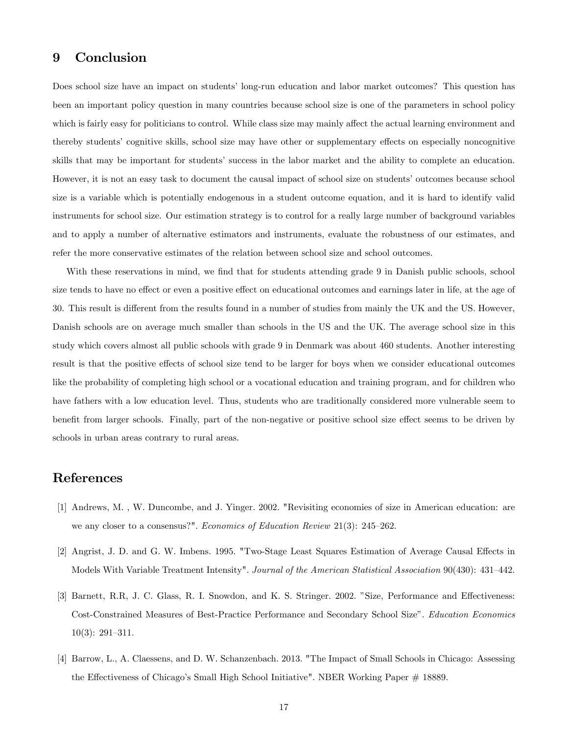## 9 Conclusion

Does school size have an impact on students' long-run education and labor market outcomes? This question has been an important policy question in many countries because school size is one of the parameters in school policy which is fairly easy for politicians to control. While class size may mainly affect the actual learning environment and thereby students' cognitive skills, school size may have other or supplementary effects on especially noncognitive skills that may be important for students' success in the labor market and the ability to complete an education. However, it is not an easy task to document the causal impact of school size on students' outcomes because school size is a variable which is potentially endogenous in a student outcome equation, and it is hard to identify valid instruments for school size. Our estimation strategy is to control for a really large number of background variables and to apply a number of alternative estimators and instruments, evaluate the robustness of our estimates, and refer the more conservative estimates of the relation between school size and school outcomes.

With these reservations in mind, we find that for students attending grade 9 in Danish public schools, school size tends to have no effect or even a positive effect on educational outcomes and earnings later in life, at the age of 30. This result is different from the results found in a number of studies from mainly the UK and the US. However, Danish schools are on average much smaller than schools in the US and the UK. The average school size in this study which covers almost all public schools with grade 9 in Denmark was about 460 students. Another interesting result is that the positive effects of school size tend to be larger for boys when we consider educational outcomes like the probability of completing high school or a vocational education and training program, and for children who have fathers with a low education level. Thus, students who are traditionally considered more vulnerable seem to benefit from larger schools. Finally, part of the non-negative or positive school size effect seems to be driven by schools in urban areas contrary to rural areas.

## References

[1] Andrews, M. , W. Duncombe, and J. Yinger. 2002. "Revisiting economies of size in American education: are we any closer to a consensus?". *Economics of Education Review* 21(3): 245–262.

[2] Angrist, J. D. and G. W. Imbens. 1995. "Two-Stage Least Squares Estimation of Average Causal Effects in Models With Variable Treatment Intensity". *Journal of the American Statistical Association* 90(430): 431–442.

[3] Barnett, R.R, J. C. Glass, R. I. Snowdon, and K. S. Stringer. 2002. "Size, Performance and Effectiveness: Cost-Constrained Measures of Best-Practice Performance and Secondary School Size". *Education Economics* 10(3): 291–311.

[4] Barrow, L., A. Claessens, and D. W. Schanzenbach. 2013. "The Impact of Small Schools in Chicago: Assessing the Effectiveness of Chicago's Small High School Initiative". NBER Working Paper # 18889.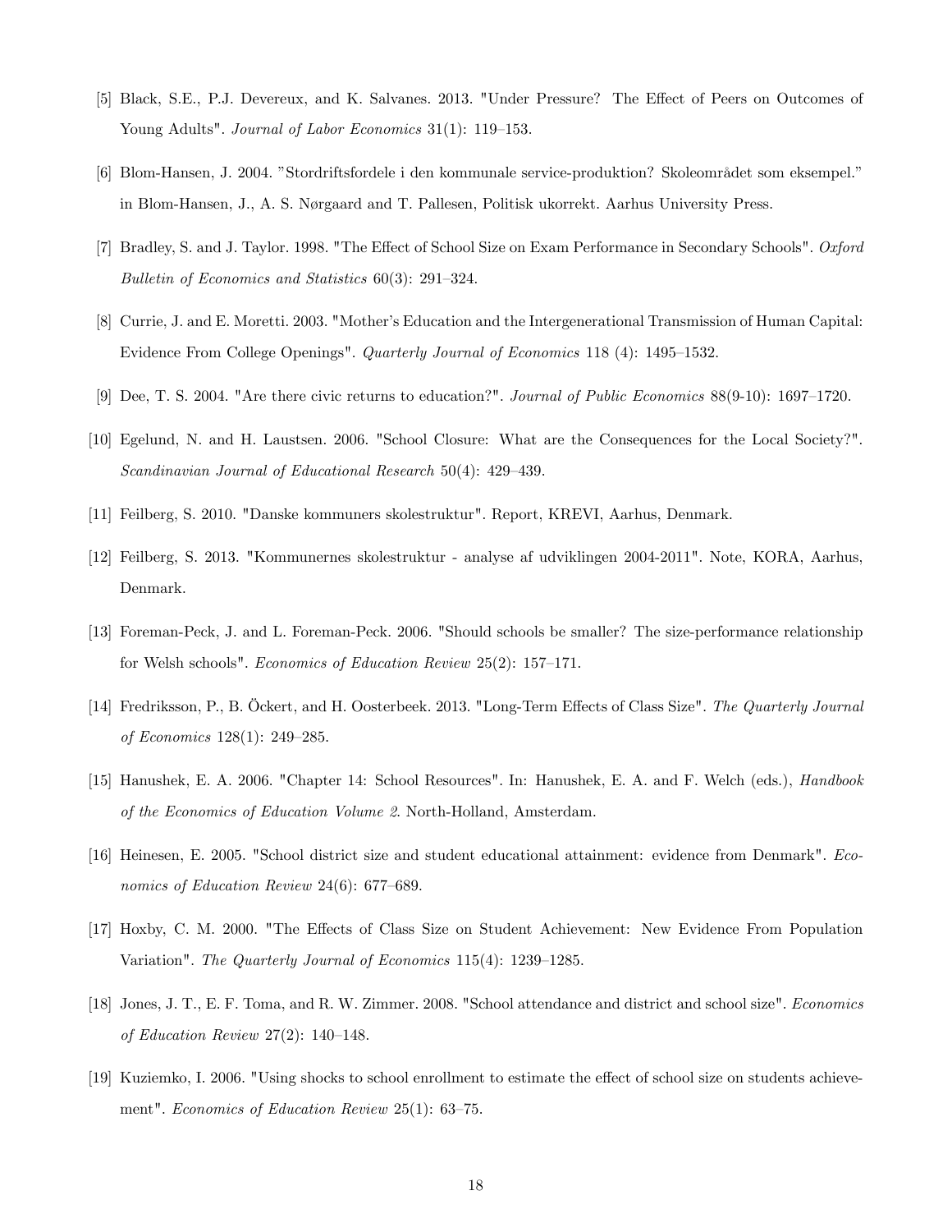[5] Black, S.E., P.J. Devereux, and K. Salvanes. 2013. "Under Pressure? The Effect of Peers on Outcomes of Young Adults". *Journal of Labor Economics* 31(1): 119–153.

[6] Blom-Hansen, J. 2004. "Stordriftsfordele i den kommunale service-produktion? Skoleområdet som eksempel." in Blom-Hansen, J., A. S. Nørgaard and T. Pallesen, Politisk ukorrekt. Aarhus University Press.

[7] Bradley, S. and J. Taylor. 1998. "The Effect of School Size on Exam Performance in Secondary Schools". *Oxford Bulletin of Economics and Statistics* 60(3): 291–324.

[8] Currie, J. and E. Moretti. 2003. "Mother's Education and the Intergenerational Transmission of Human Capital: Evidence From College Openings". *Quarterly Journal of Economics* 118 (4): 1495–1532.

[9] Dee, T. S. 2004. "Are there civic returns to education?". *Journal of Public Economics* 88(9-10): 1697–1720.

[10] Egelund, N. and H. Laustsen. 2006. "School Closure: What are the Consequences for the Local Society?". *Scandinavian Journal of Educational Research* 50(4): 429–439.

[11] Feilberg, S. 2010. "Danske kommuners skolestruktur". Report, KREVI, Aarhus, Denmark.

[12] Feilberg, S. 2013. "Kommunernes skolestruktur - analyse af udviklingen 2004-2011". Note, KORA, Aarhus, Denmark.

[13] Foreman-Peck, J. and L. Foreman-Peck. 2006. "Should schools be smaller? The size-performance relationship for Welsh schools". *Economics of Education Review* 25(2): 157–171.

[14] Fredriksson, P., B. Öckert, and H. Oosterbeek. 2013. "Long-Term Effects of Class Size". *The Quarterly Journal of Economics* 128(1): 249–285.

[15] Hanushek, E. A. 2006. "Chapter 14: School Resources". In: Hanushek, E. A. and F. Welch (eds.), *Handbook of the Economics of Education Volume 2*. North-Holland, Amsterdam.

[16] Heinesen, E. 2005. "School district size and student educational attainment: evidence from Denmark". *Economics of Education Review* 24(6): 677–689.

[17] Hoxby, C. M. 2000. "The Effects of Class Size on Student Achievement: New Evidence From Population Variation". *The Quarterly Journal of Economics* 115(4): 1239–1285.

[18] Jones, J. T., E. F. Toma, and R. W. Zimmer. 2008. "School attendance and district and school size". *Economics of Education Review* 27(2): 140–148.

[19] Kuziemko, I. 2006. "Using shocks to school enrollment to estimate the effect of school size on students achievement". *Economics of Education Review* 25(1): 63–75.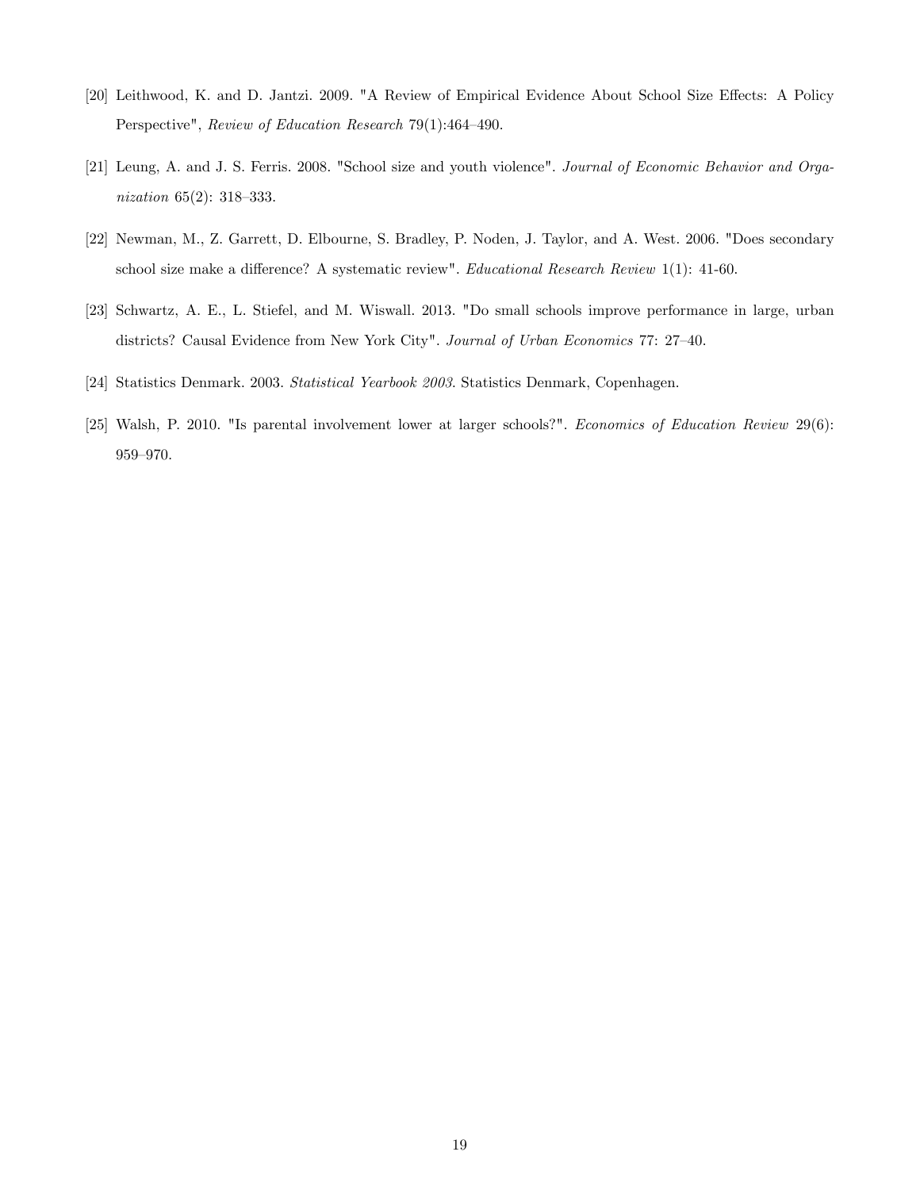[20] Leithwood, K. and D. Jantzi. 2009. "A Review of Empirical Evidence About School Size Effects: A Policy Perspective", *Review of Education Research* 79(1):464–490.

[21] Leung, A. and J. S. Ferris. 2008. "School size and youth violence". *Journal of Economic Behavior and Organization* 65(2): 318–333.

[22] Newman, M., Z. Garrett, D. Elbourne, S. Bradley, P. Noden, J. Taylor, and A. West. 2006. "Does secondary school size make a difference? A systematic review". *Educational Research Review* 1(1): 41-60.

[23] Schwartz, A. E., L. Stiefel, and M. Wiswall. 2013. "Do small schools improve performance in large, urban districts? Causal Evidence from New York City". *Journal of Urban Economics* 77: 27–40.

[24] Statistics Denmark. 2003. *Statistical Yearbook 2003*. Statistics Denmark, Copenhagen.

[25] Walsh, P. 2010. "Is parental involvement lower at larger schools?". *Economics of Education Review* 29(6): 959–970.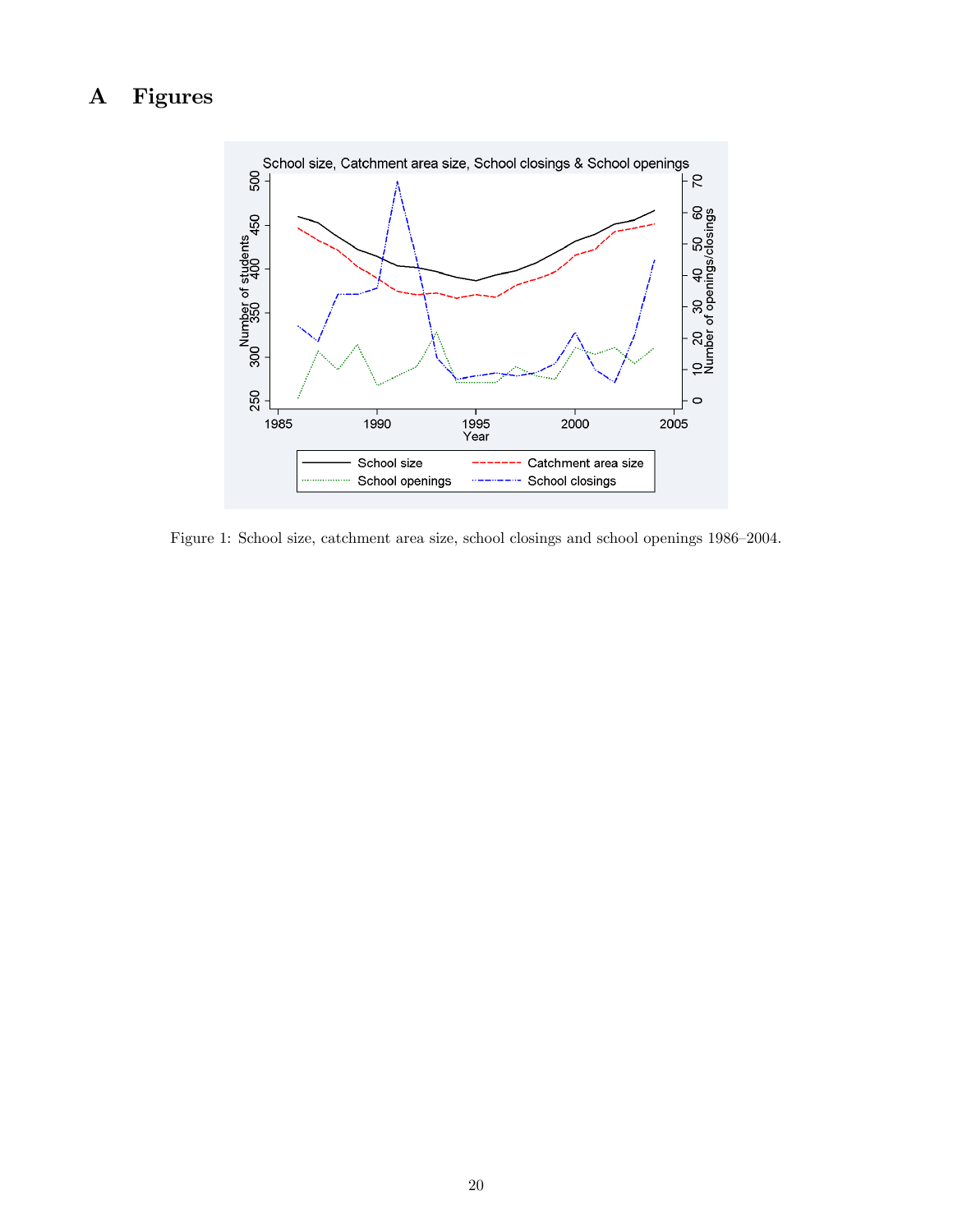# A Figures

Figure 1: School size, catchment area size, school closings and school openings 1986–2004.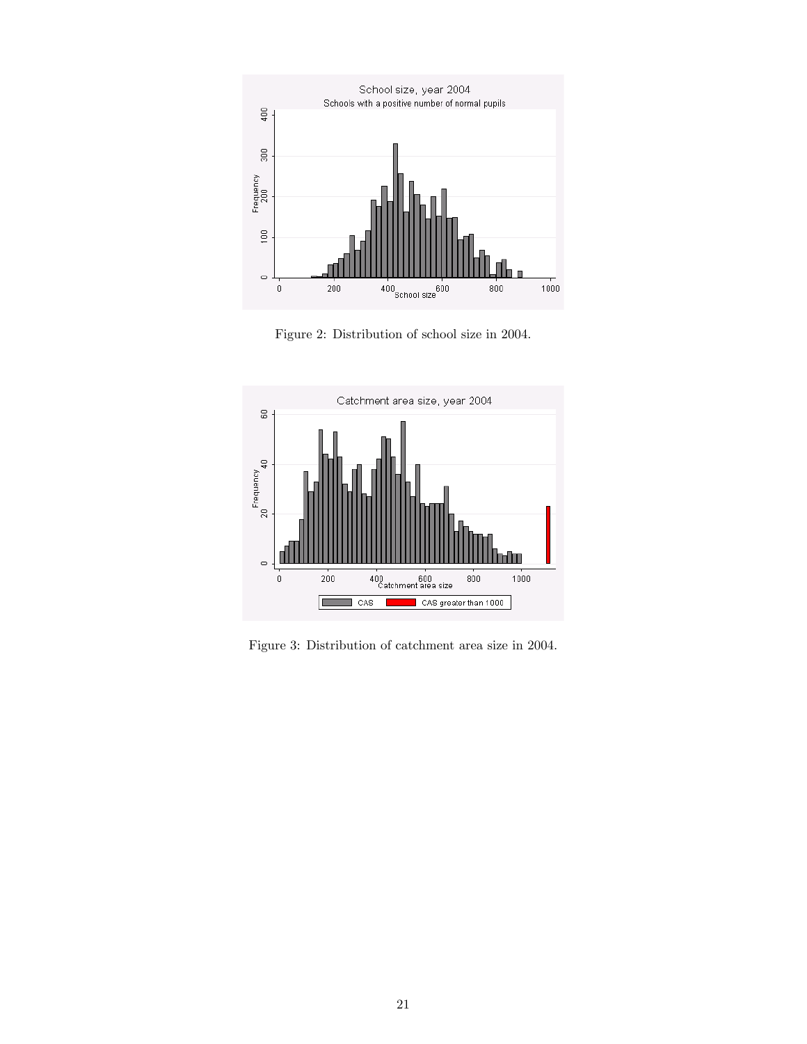Figure 2: Distribution of school size in 2004.

Figure 3: Distribution of catchment area size in 2004.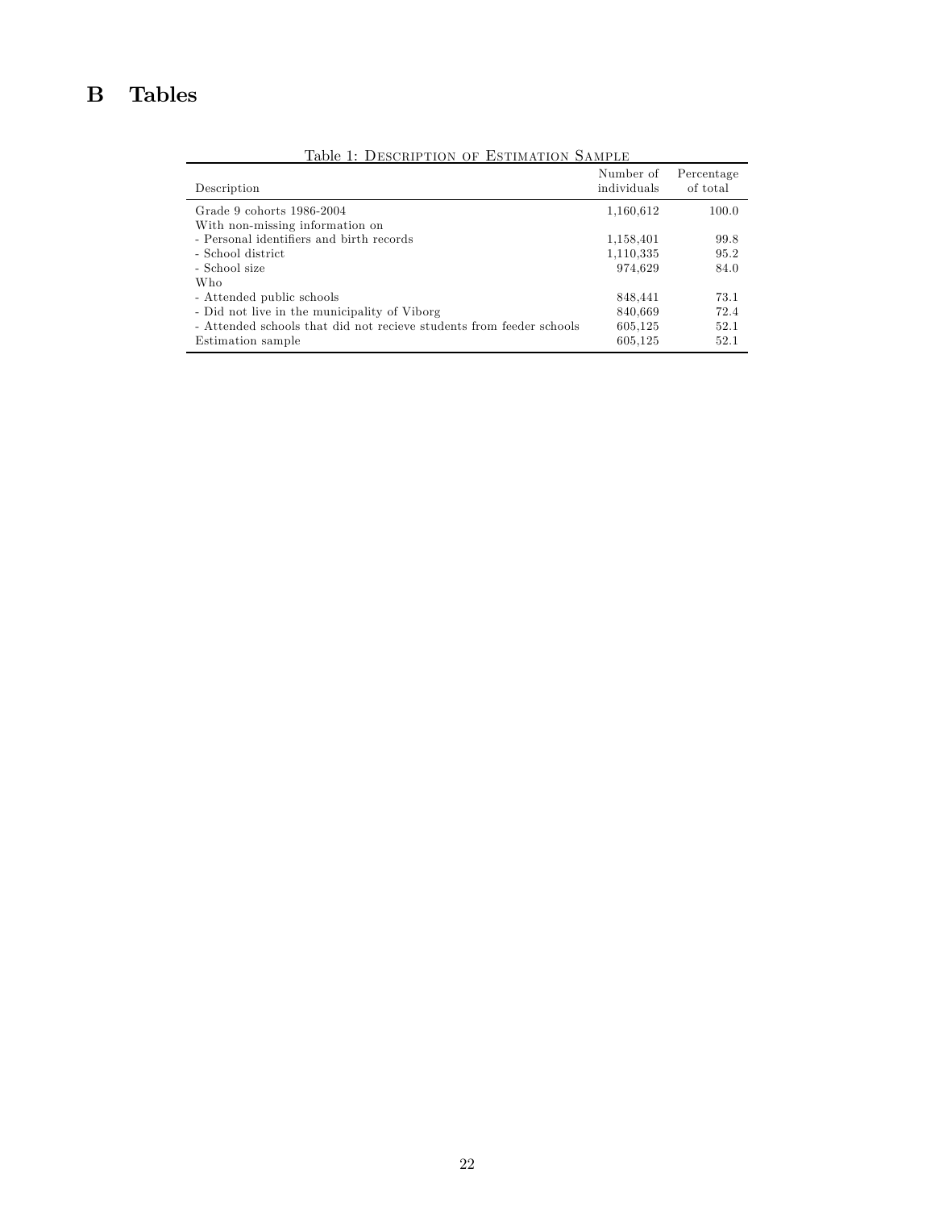# B Tables

Table 1: Description of Estimation Sample

| Description | Number of individuals | Percentage of total |
|---|---|---|
| Grade 9 cohorts 1986-2004 | 1,160,612 | 100.0 |
| With non-missing information on | | |
| - Personal identifiers and birth records | 1,158,401 | 99.8 |
| - School district | 1,110,335 | 95.2 |
| - School size | 974,629 | 84.0 |
| Who | | |
| - Attended public schools | 848,441 | 73.1 |
| - Did not live in the municipality of Viborg | 840,669 | 72.4 |
| - Attended schools that did not recieve students from feeder schools | 605,125 | 52.1 |
| Estimation sample | 605,125 | 52.1 |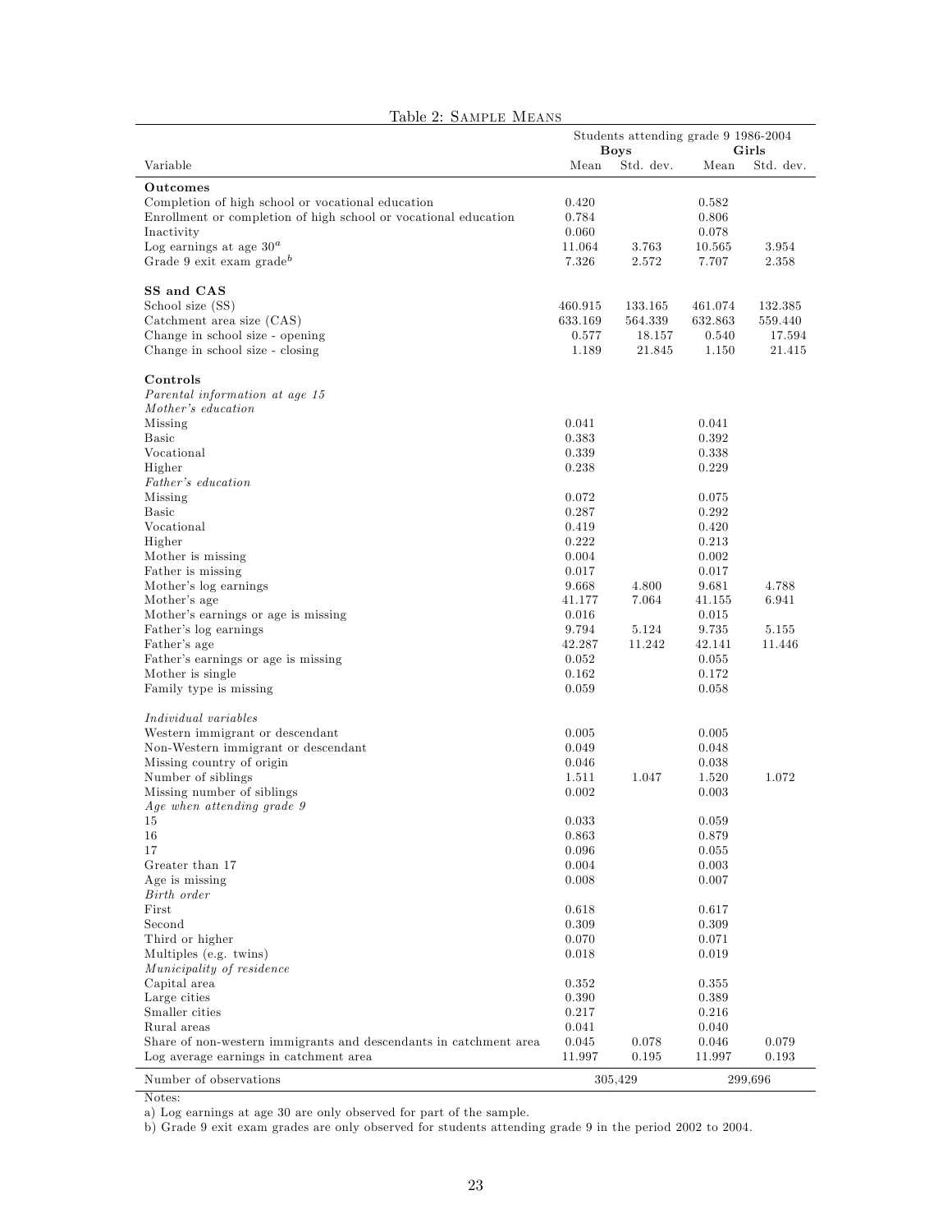Table 2: Sample Means

| Variable | Boys Mean | Boys Std. dev. | Girls Mean | Girls Std. dev. |
|---|---|---|---|---|
| | Students attending grade 9 1986-2004 | | | |
| **Outcomes** | | | | |
| Completion of high school or vocational education | 0.420 | | 0.582 | |
| Enrollment or completion of high school or vocational education | 0.784 | | 0.806 | |
| Inactivity | 0.060 | | 0.078 | |
| Log earnings at age 30[a] | 11.064 | 3.763 | 10.565 | 3.954 |
| Grade 9 exit exam grade[b] | 7.326 | 2.572 | 7.707 | 2.358 |
| **SS and CAS** | | | | |
| School size (SS) | 460.915 | 133.165 | 461.074 | 132.385 |
| Catchment area size (CAS) | 633.169 | 564.339 | 632.863 | 559.440 |
| Change in school size - opening | 0.577 | 18.157 | 0.540 | 17.594 |
| Change in school size - closing | 1.189 | 21.845 | 1.150 | 21.415 |
| **Controls** | | | | |
| *Parental information at age 15* | | | | |
| *Mother's education* | | | | |
| Missing | 0.041 | | 0.041 | |
| Basic | 0.383 | | 0.392 | |
| Vocational | 0.339 | | 0.338 | |
| Higher | 0.238 | | 0.229 | |
| *Father's education* | | | | |
| Missing | 0.072 | | 0.075 | |
| Basic | 0.287 | | 0.292 | |
| Vocational | 0.419 | | 0.420 | |
| Higher | 0.222 | | 0.213 | |
| Mother is missing | 0.004 | | 0.002 | |
| Father is missing | 0.017 | | 0.017 | |
| Mother's log earnings | 9.668 | 4.800 | 9.681 | 4.788 |
| Mother's age | 41.177 | 7.064 | 41.155 | 6.941 |
| Mother's earnings or age is missing | 0.016 | | 0.015 | |
| Father's log earnings | 9.794 | 5.124 | 9.735 | 5.155 |
| Father's age | 42.287 | 11.242 | 42.141 | 11.446 |
| Father's earnings or age is missing | 0.052 | | 0.055 | |
| Mother is single | 0.162 | | 0.172 | |
| Family type is missing | 0.059 | | 0.058 | |
| *Individual variables* | | | | |
| Western immigrant or descendant | 0.005 | | 0.005 | |
| Non-Western immigrant or descendant | 0.049 | | 0.048 | |
| Missing country of origin | 0.046 | | 0.038 | |
| Number of siblings | 1.511 | 1.047 | 1.520 | 1.072 |
| Missing number of siblings | 0.002 | | 0.003 | |
| *Age when attending grade 9* | | | | |
| 15 | 0.033 | | 0.059 | |
| 16 | 0.863 | | 0.879 | |
| 17 | 0.096 | | 0.055 | |
| Greater than 17 | 0.004 | | 0.003 | |
| Age is missing | 0.008 | | 0.007 | |
| *Birth order* | | | | |
| First | 0.618 | | 0.617 | |
| Second | 0.309 | | 0.309 | |
| Third or higher | 0.070 | | 0.071 | |
| Multiples (e.g. twins) | 0.018 | | 0.019 | |
| *Municipality of residence* | | | | |
| Capital area | 0.352 | | 0.355 | |
| Large cities | 0.390 | | 0.389 | |
| Smaller cities | 0.217 | | 0.216 | |
| Rural areas | 0.041 | | 0.040 | |
| Share of non-western immigrants and descendants in catchment area | 0.045 | 0.078 | 0.046 | 0.079 |
| Log average earnings in catchment area | 11.997 | 0.195 | 11.997 | 0.193 |
| Number of observations | 305,429 | | 299,696 | |

Notes:

a) Log earnings at age 30 are only observed for part of the sample.

b) Grade 9 exit exam grades are only observed for students attending grade 9 in the period 2002 to 2004.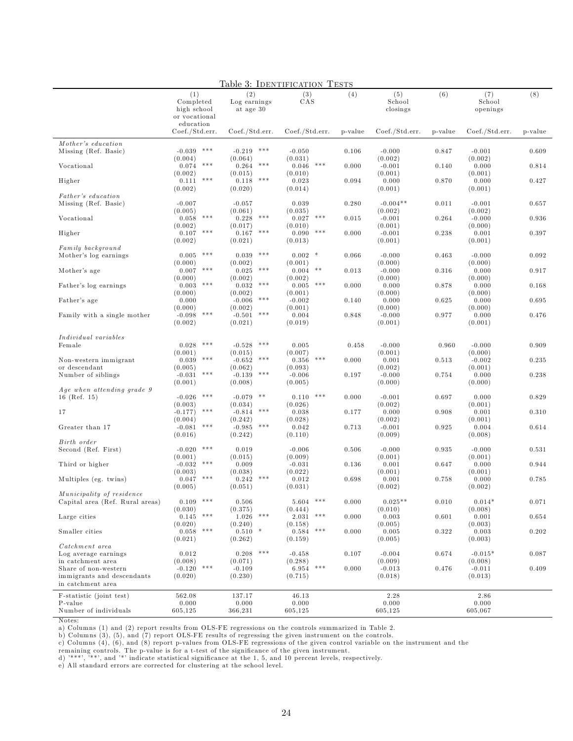Table 3: Identification Tests

| | (1) Completed high school or vocational education | (2) Log earnings at age 30 | (3) CAS | (4) | (5) School closings | (6) | (7) School openings | (8) |
|---|---|---|---|---|---|---|---|---|
| | Coef./Std.err. | Coef./Std.err. | Coef./Std.err. | p-value | Coef./Std.err. | p-value | Coef./Std.err. | p-value |
| *Mother's education* | | | | | | | | |
| Missing (Ref. Basic) | -0.039 *** | -0.219 *** | -0.050 | 0.106 | -0.000 | 0.847 | -0.001 | 0.609 |
| | (0.004) | (0.064) | (0.031) | | (0.002) | | (0.002) | |
| Vocational | 0.074 *** | 0.264 *** | 0.046 *** | 0.000 | -0.001 | 0.140 | 0.000 | 0.814 |
| | (0.002) | (0.015) | (0.010) | | (0.001) | | (0.001) | |
| Higher | 0.111 *** | 0.118 *** | 0.023 | 0.094 | 0.000 | 0.870 | 0.000 | 0.427 |
| | (0.002) | (0.020) | (0.014) | | (0.001) | | (0.001) | |
| *Father's education* | | | | | | | | |
| Missing (Ref. Basic) | -0.007 | -0.057 | 0.039 | 0.280 | -0.004** | 0.011 | -0.001 | 0.657 |
| | (0.005) | (0.061) | (0.035) | | (0.002) | | (0.002) | |
| Vocational | 0.058 *** | 0.228 *** | 0.027 *** | 0.015 | -0.001 | 0.264 | -0.000 | 0.936 |
| | (0.002) | (0.017) | (0.010) | | (0.001) | | (0.000) | |
| Higher | 0.107 *** | 0.167 *** | 0.090 *** | 0.000 | -0.001 | 0.238 | 0.001 | 0.397 |
| | (0.002) | (0.021) | (0.013) | | (0.001) | | (0.001) | |
| *Family background* | | | | | | | | |
| Mother's log earnings | 0.005 *** | 0.039 *** | 0.002 * | 0.066 | -0.000 | 0.463 | -0.000 | 0.092 |
| | (0.000) | (0.002) | (0.001) | | (0.000) | | (0.000) | |
| Mother's age | 0.007 *** | 0.025 *** | 0.004 ** | 0.013 | -0.000 | 0.316 | 0.000 | 0.917 |
| | (0.000) | (0.002) | (0.002) | | (0.000) | | (0.000) | |
| Father's log earnings | 0.003 *** | 0.032 *** | 0.005 *** | 0.000 | 0.000 | 0.878 | 0.000 | 0.168 |
| | (0.000) | (0.002) | (0.001) | | (0.000) | | (0.000) | |
| Father's age | 0.000 | -0.006 *** | -0.002 | 0.140 | 0.000 | 0.625 | 0.000 | 0.695 |
| | (0.000) | (0.002) | (0.001) | | (0.000) | | (0.000) | |
| Family with a single mother | -0.098 *** | -0.501 *** | 0.004 | 0.848 | -0.000 | 0.977 | 0.000 | 0.476 |
| | (0.002) | (0.021) | (0.019) | | (0.001) | | (0.001) | |
| *Individual variables* | | | | | | | | |
| Female | 0.028 *** | -0.528 *** | 0.005 | 0.458 | -0.000 | 0.960 | -0.000 | 0.909 |
| | (0.001) | (0.015) | (0.007) | | (0.001) | | (0.000) | |
| Non-western immigrant or descendant | 0.039 *** | -0.652 *** | 0.356 *** | 0.000 | 0.001 | 0.513 | -0.002 | 0.235 |
| | (0.005) | (0.062) | (0.093) | | (0.002) | | (0.001) | |
| Number of siblings | -0.031 *** | -0.139 *** | -0.006 | 0.197 | -0.000 | 0.754 | 0.000 | 0.238 |
| | (0.001) | (0.008) | (0.005) | | (0.000) | | (0.000) | |
| *Age when attending grade 9* | | | | | | | | |
| 16 (Ref. 15) | -0.026 *** | -0.079 ** | 0.110 *** | 0.000 | -0.001 | 0.697 | 0.000 | 0.829 |
| | (0.003) | (0.034) | (0.026) | | (0.002) | | (0.001) | |
| 17 | -0.177) *** | -0.814 *** | 0.038 | 0.177 | 0.000 | 0.908 | 0.001 | 0.310 |
| | (0.004) | (0.242) | (0.028) | | (0.002) | | (0.001) | |
| Greater than 17 | -0.081 *** | -0.985 *** | 0.042 | 0.713 | -0.001 | 0.925 | 0.004 | 0.614 |
| | (0.016) | (0.242) | (0.110) | | (0.009) | | (0.008) | |
| *Birth order* | | | | | | | | |
| Second (Ref. First) | -0.020 *** | 0.019 | -0.006 | 0.506 | -0.000 | 0.935 | -0.000 | 0.531 |
| | (0.001) | (0.015) | (0.009) | | (0.001) | | (0.001) | |
| Third or higher | -0.032 *** | 0.009 | -0.031 | 0.136 | 0.001 | 0.647 | 0.000 | 0.944 |
| | (0.003) | (0.038) | (0.022) | | (0.001) | | (0.001) | |
| Multiples (eg. twins) | 0.047 *** | 0.242 *** | 0.012 | 0.698 | 0.001 | 0.758 | 0.000 | 0.785 |
| | (0.005) | (0.051) | (0.031) | | (0.002) | | (0.002) | |
| *Municipality of residence* | | | | | | | | |
| Capital area (Ref. Rural areas) | 0.109 *** | 0.506 | 5.604 *** | 0.000 | 0.025** | 0.010 | 0.014* | 0.071 |
| | (0.030) | (0.375) | (0.444) | | (0.010) | | (0.008) | |
| Large cities | 0.145 *** | 1.026 *** | 2.031 *** | 0.000 | 0.003 | 0.601 | 0.001 | 0.654 |
| | (0.020) | (0.240) | (0.158) | | (0.005) | | (0.003) | |
| Smaller cities | 0.058 *** | 0.510 * | 0.584 *** | 0.000 | 0.005 | 0.322 | 0.003 | 0.202 |
| | (0.021) | (0.262) | (0.159) | | (0.005) | | (0.003) | |
| *Catchment area* | | | | | | | | |
| Log average earnings in catchment area | 0.012 | 0.208 *** | -0.458 | 0.107 | -0.004 | 0.674 | -0.015* | 0.087 |
| | (0.008) | (0.071) | (0.288) | | (0.009) | | (0.008) | |
| Share of non-western immigrants and descendants in catchment area | -0.120 *** | -0.109 | 6.954 *** | 0.000 | -0.013 | 0.476 | -0.011 | 0.409 |
| | (0.020) | (0.230) | (0.715) | | (0.018) | | (0.013) | |
| F-statistic (joint test) | 562.08 | 137.17 | 46.13 | | 2.28 | | 2.86 | |
| P-value | 0.000 | 0.000 | 0.000 | | 0.000 | | 0.000 | |
| Number of individuals | 605,125 | 366,231 | 605,125 | | 605,125 | | 605,067 | |

Notes:

a) Columns (1) and (2) report results from OLS-FE regressions on the controls summarized in Table 2.

b) Columns (3), (5), and (7) report OLS-FE results of regressing the given instrument on the controls.

c) Columns (4), (6), and (8) report p-values from OLS-FE regressions of the given control variable on the instrument and the remaining controls. The p-value is for a t-test of the significance of the given instrument.

d) '***', '**', and '*' indicate statistical significance at the 1, 5, and 10 percent levels, respectively.

e) All standard errors are corrected for clustering at the school level.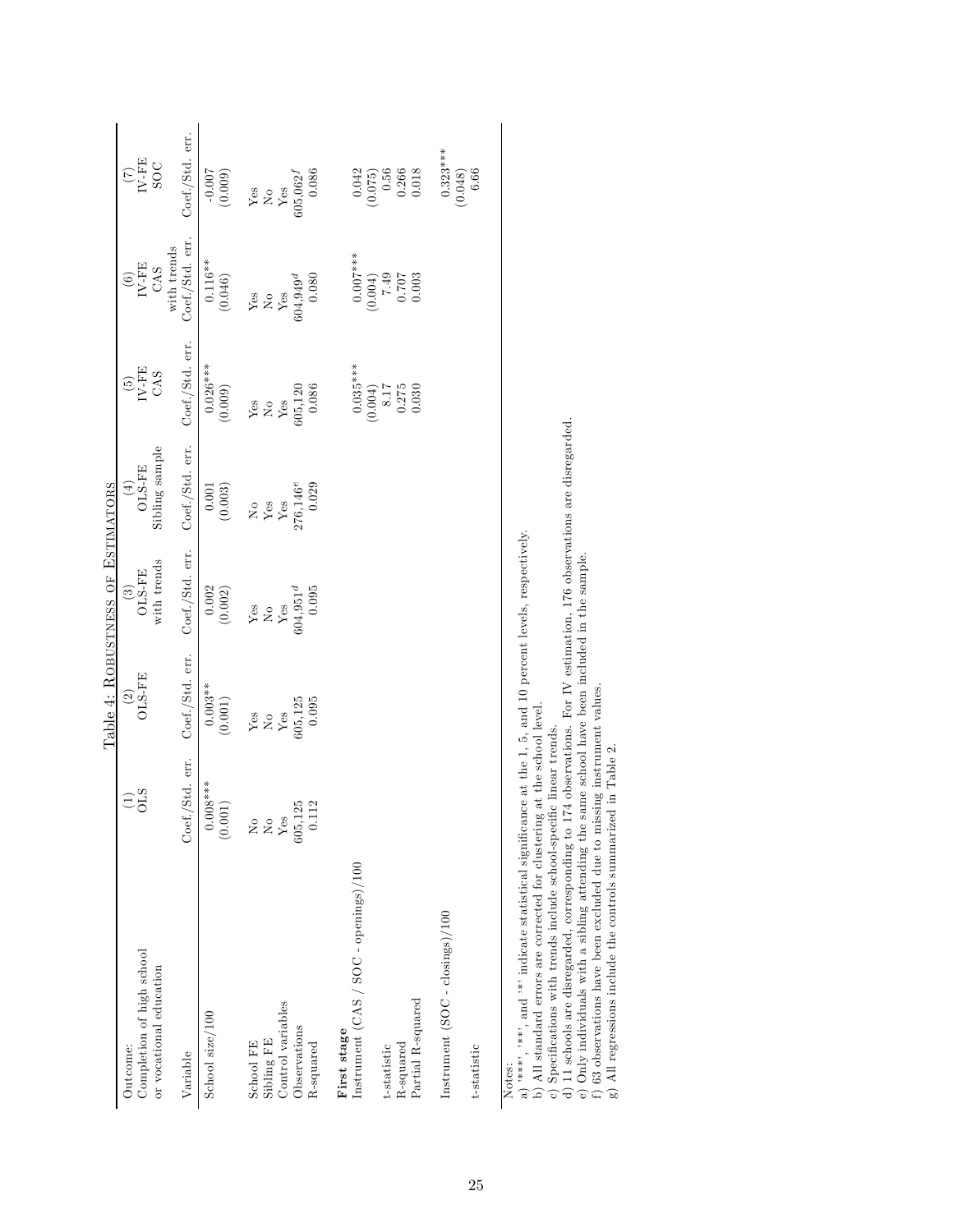Table 4: Robustness of Estimators

| Outcome: Completion of high school or vocational education | (1) OLS | (2) OLS-FE | (3) OLS-FE with trends | (4) OLS-FE Sibling sample | (5) IV-FE CAS | (6) IV-FE CAS with trends | (7) IV-FE SOC |
|---|---|---|---|---|---|---|---|
| Variable | Coef./Std. err. | Coef./Std. err. | Coef./Std. err. | Coef./Std. err. | Coef./Std. err. | Coef./Std. err. | Coef./Std. err. |
| School size/100 | 0.008*** | 0.003** | 0.002 | 0.001 | 0.026*** | 0.116** | -0.007 |
| | (0.001) | (0.001) | (0.002) | (0.003) | (0.009) | (0.046) | (0.009) |
| School FE | No | Yes | Yes | No | Yes | Yes | Yes |
| Sibling FE | No | No | No | Yes | No | No | No |
| Control variables | Yes | Yes | Yes | Yes | Yes | Yes | Yes |
| Observations | 605,125 | 605,125 | 604,951[d] | 276,146[e] | 605,120 | 604,949[d] | 605,062[f] |
| R-squared | 0.112 | 0.095 | 0.095 | 0.029 | 0.086 | 0.080 | 0.086 |
| **First stage** | | | | | | | |
| Instrument (CAS / SOC - openings)/100 | | | | | 0.035*** | 0.007*** | 0.042 |
| | | | | | (0.004) | (0.004) | (0.075) |
| t-statistic | | | | | 8.17 | 7.49 | 0.56 |
| R-squared | | | | | 0.275 | 0.707 | 0.266 |
| Partial R-squared | | | | | 0.030 | 0.003 | 0.018 |
| Instrument (SOC - closings)/100 | | | | | | | 0.323*** |
| | | | | | | | (0.048) |
| t-statistic | | | | | | | 6.66 |

Notes:
a) '***', '**', and '*' indicate statistical significance at the 1, 5, and 10 percent levels, respectively.
b) All standard errors are corrected for clustering at the school level.
c) Specifications with trends include school-specific linear trends.
d) 11 schools are disregarded, corresponding to 174 observations. For IV estimation, 176 observations are disregarded.
e) Only individuals with a sibling attending the same school have been included in the sample.
f) 63 observations have been excluded due to missing instrument values.
g) All regressions include the controls summarized in Table 2.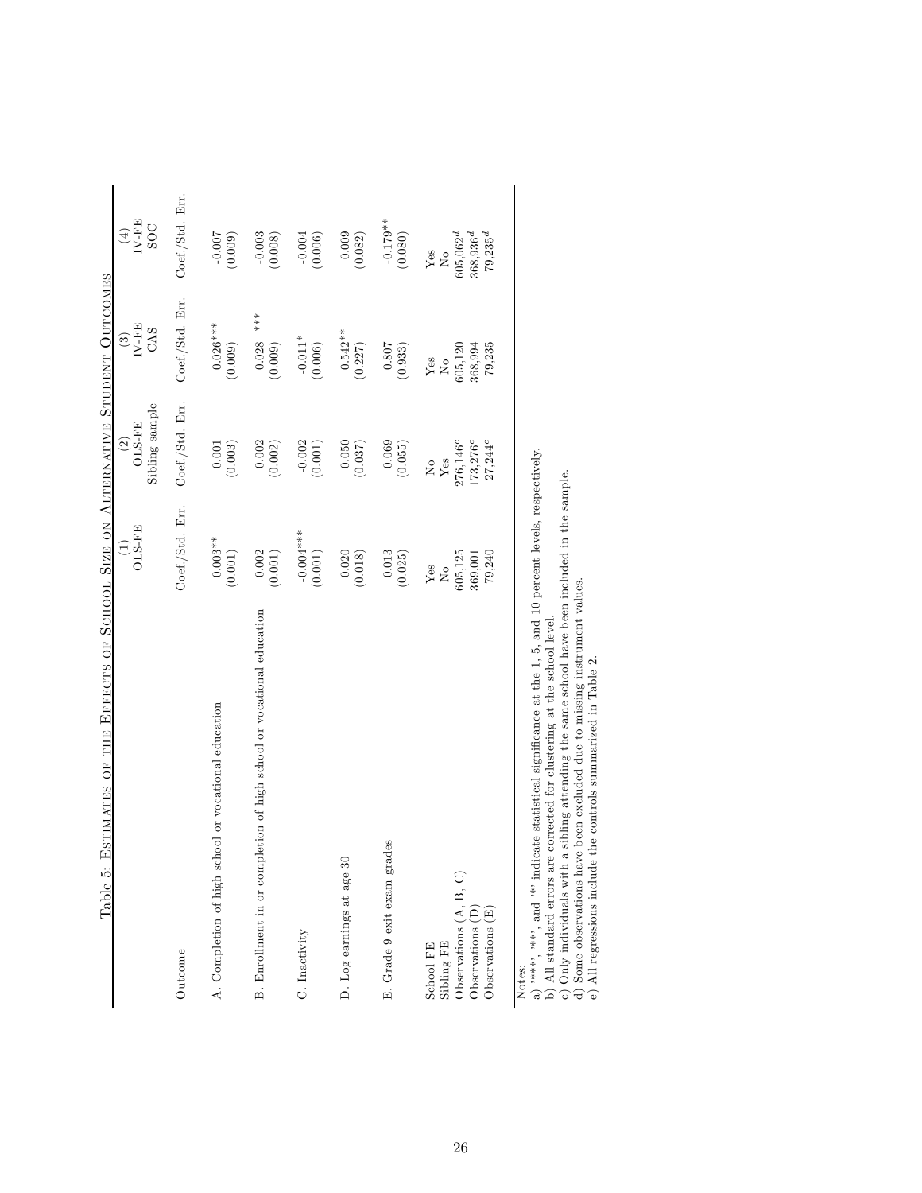Table 5: Estimates of the Effects of School Size on Alternative Student Outcomes

| | (1) OLS-FE | (2) OLS-FE Sibling sample | (3) IV-FE CAS | (4) IV-FE SOC |
|---|---|---|---|---|
| Outcome | Coef./Std. Err. | Coef./Std. Err. | Coef./Std. Err. | Coef./Std. Err. |
| A. Completion of high school or vocational education | 0.003** | 0.001 | 0.026*** | -0.007 |
| | (0.001) | (0.003) | (0.009) | (0.009) |
| B. Enrollment in or completion of high school or vocational education | 0.002 | 0.002 | 0.028 *** | -0.003 |
| | (0.001) | (0.002) | (0.009) | (0.008) |
| C. Inactivity | -0.004*** | -0.002 | -0.011* | -0.004 |
| | (0.001) | (0.001) | (0.006) | (0.006) |
| D. Log earnings at age 30 | 0.020 | 0.050 | 0.542** | 0.009 |
| | (0.018) | (0.037) | (0.227) | (0.082) |
| E. Grade 9 exit exam grades | 0.013 | 0.069 | 0.807 | -0.179** |
| | (0.025) | (0.055) | (0.933) | (0.080) |
| School FE | Yes | No | Yes | Yes |
| Sibling FE | No | Yes | No | No |
| Observations (A, B, C) | 605,125 | 276,146[c] | 605,120 | 605,062[d] |
| Observations (D) | 369,001 | 173,276[c] | 368,994 | 368,936[d] |
| Observations (E) | 79,240 | 27,244[c] | 79,235 | 79,235[d] |

Notes:
a) '***', '**', and '*' indicate statistical significance at the 1, 5, and 10 percent levels, respectively.
b) All standard errors are corrected for clustering at the school level.
c) Only individuals with a sibling attending the same school have been included in the sample.
d) Some observations have been excluded due to missing instrument values.
e) All regressions include the controls summarized in Table 2.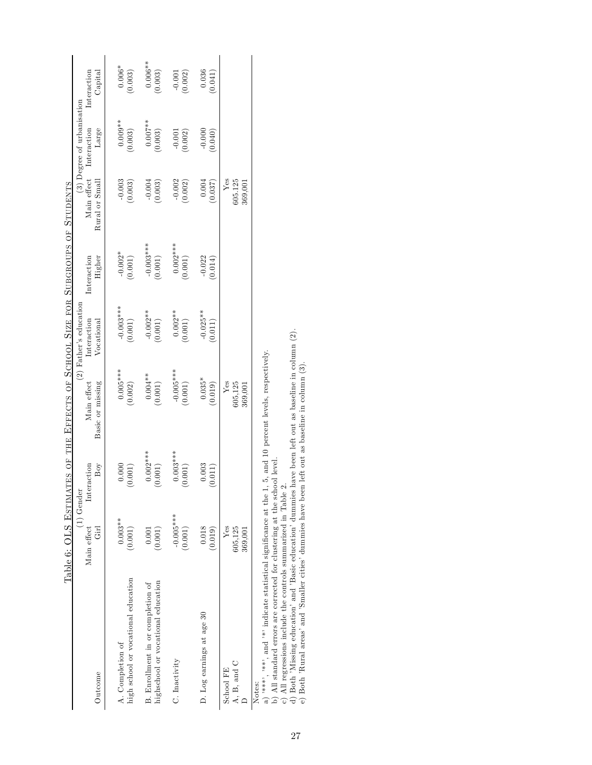Table 6: OLS Estimates of the Effects of School Size for Subgroups of Students

| Outcome | (1) Gender | | (2) Father's education | | | (3) Degree of urbanisation | | |
|---|---|---|---|---|---|---|---|---|
| | Main effect Girl | Interaction Boy | Main effect Basic or missing | Interaction Vocational | Interaction Higher | Main effect Rural or Small | Interaction Large | Interaction Capital |
| A. Completion of high school or vocational education | 0.003** | 0.000 | 0.005*** | -0.003*** | -0.002* | -0.003 | 0.009** | 0.006* |
| | (0.001) | (0.001) | (0.002) | (0.001) | (0.001) | (0.003) | (0.003) | (0.003) |
| B. Enrollment in or completion of highschool or vocational education | 0.001 | 0.002*** | 0.004** | -0.002** | -0.003*** | -0.004 | 0.007** | 0.006** |
| | (0.001) | (0.001) | (0.001) | (0.001) | (0.001) | (0.003) | (0.003) | (0.003) |
| C. Inactivity | -0.005*** | 0.003*** | -0.005*** | 0.002** | 0.002*** | -0.002 | -0.001 | -0.001 |
| | (0.001) | (0.001) | (0.001) | (0.001) | (0.001) | (0.002) | (0.002) | (0.002) |
| D. Log earnings at age 30 | 0.018 | 0.003 | 0.035* | -0.025** | -0.022 | 0.004 | -0.000 | 0.036 |
| | (0.019) | (0.011) | (0.019) | (0.011) | (0.014) | (0.037) | (0.040) | (0.041) |
| School FE | Yes | | Yes | | | Yes | | |
| A, B, and C | 605,125 | | 605,125 | | | 605,125 | | |
| D | 369,001 | | 369,001 | | | 369,001 | | |

Notes:
a) '***', '**', and '*' indicate statistical significance at the 1, 5, and 10 percent levels, respectively.
b) All standard errors are corrected for clustering at the school level.
c) All regressions include the controls summarized in Table 2.
d) Both 'Missing education' and 'Basic education' dummies have been left out as baseline in column (2).
e) Both 'Rural areas' and 'Smaller cities' dummies have been left out as baseline in column (3).